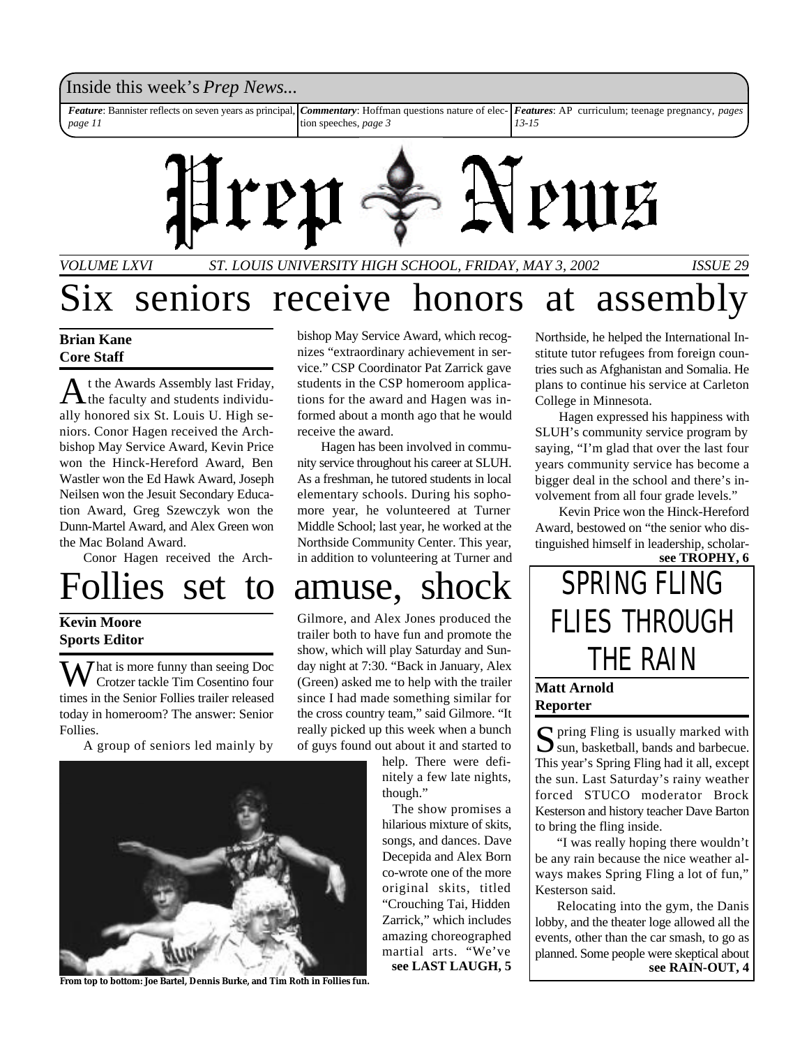Inside this week's *Prep News...*

| | | |
|---|---|---|
| ***Feature***: Bannister reflects on seven years as principal, *page 11* | ***Commentary***: Hoffman questions nature of election speeches, *page 3* | ***Features***: AP curriculum; teenage pregnancy, *pages 13-15* |

# Prep News

*VOLUME LXVI — ST. LOUIS UNIVERSITY HIGH SCHOOL, FRIDAY, MAY 3, 2002 — ISSUE 29*

# Six seniors receive honors at assembly

**Brian Kane**
**Core Staff**

At the Awards Assembly last Friday, the faculty and students individually honored six St. Louis U. High seniors. Conor Hagen received the Archbishop May Service Award, Kevin Price won the Hinck-Hereford Award, Ben Wastler won the Ed Hawk Award, Joseph Neilsen won the Jesuit Secondary Education Award, Greg Szewczyk won the Dunn-Martel Award, and Alex Green won the Mac Boland Award.

Conor Hagen received the Archbishop May Service Award, which recognizes "extraordinary achievement in service." CSP Coordinator Pat Zarrick gave students in the CSP homeroom applications for the award and Hagen was informed about a month ago that he would receive the award.

Hagen has been involved in community service throughout his career at SLUH. As a freshman, he tutored students in local elementary schools. During his sophomore year, he volunteered at Turner Middle School; last year, he worked at the Northside Community Center. This year, in addition to volunteering at Turner and Northside, he helped the International Institute tutor refugees from foreign countries such as Afghanistan and Somalia. He plans to continue his service at Carleton College in Minnesota.

Hagen expressed his happiness with SLUH's community service program by saying, "I'm glad that over the last four years community service has become a bigger deal in the school and there's involvement from all four grade levels."

Kevin Price won the Hinck-Hereford Award, bestowed on "the senior who distinguished himself in leadership, scholar-

**see TROPHY, 6**

# Follies set to amuse, shock

**Kevin Moore**
**Sports Editor**

What is more funny than seeing Doc Crotzer tackle Tim Cosentino four times in the Senior Follies trailer released today in homeroom? The answer: Senior Follies.

A group of seniors led mainly by Gilmore, and Alex Jones produced the trailer both to have fun and promote the show, which will play Saturday and Sunday night at 7:30. "Back in January, Alex (Green) asked me to help with the trailer since I had made something similar for the cross country team," said Gilmore. "It really picked up this week when a bunch of guys found out about it and started to help. There were definitely a few late nights, though."

The show promises a hilarious mixture of skits, songs, and dances. Dave Decepida and Alex Born co-wrote one of the more original skits, titled "Crouching Tai, Hidden Zarrick," which includes amazing choreographed martial arts. "We've

**see LAST LAUGH, 5**

**From top to bottom: Joe Bartel, Dennis Burke, and Tim Roth in Follies fun.**

# SPRING FLING FLIES THROUGH THE RAIN

**Matt Arnold**
**Reporter**

Spring Fling is usually marked with sun, basketball, bands and barbecue. This year's Spring Fling had it all, except the sun. Last Saturday's rainy weather forced STUCO moderator Brock Kesterson and history teacher Dave Barton to bring the fling inside.

"I was really hoping there wouldn't be any rain because the nice weather always makes Spring Fling a lot of fun," Kesterson said.

Relocating into the gym, the Danis lobby, and the theater loge allowed all the events, other than the car smash, to go as planned. Some people were skeptical about

**see RAIN-OUT, 4**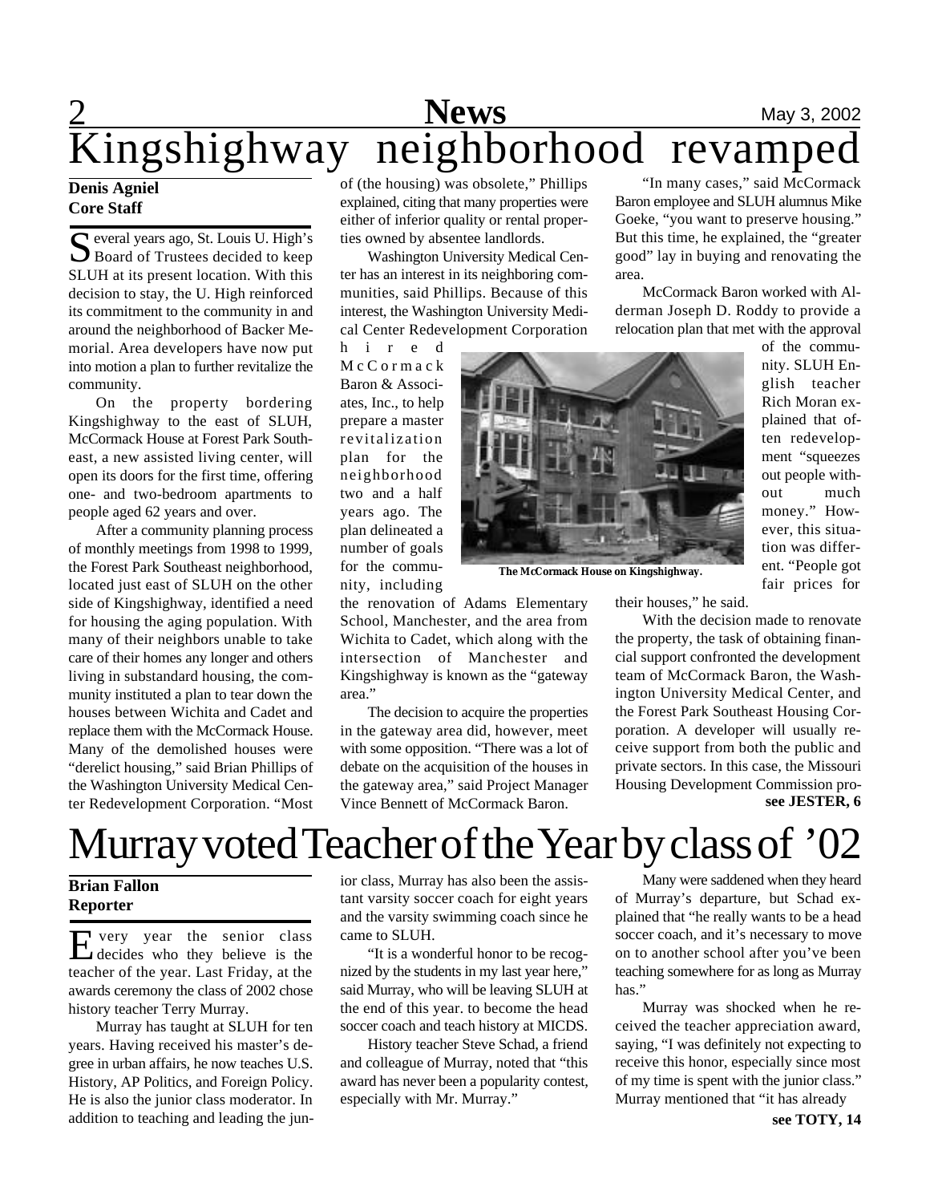# Kingshighway neighborhood revamped

**Denis Agniel**
**Core Staff**

Several years ago, St. Louis U. High's Board of Trustees decided to keep SLUH at its present location. With this decision to stay, the U. High reinforced its commitment to the community in and around the neighborhood of Backer Memorial. Area developers have now put into motion a plan to further revitalize the community.

On the property bordering Kingshighway to the east of SLUH, McCormack House at Forest Park Southeast, a new assisted living center, will open its doors for the first time, offering one- and two-bedroom apartments to people aged 62 years and over.

After a community planning process of monthly meetings from 1998 to 1999, the Forest Park Southeast neighborhood, located just east of SLUH on the other side of Kingshighway, identified a need for housing the aging population. With many of their neighbors unable to take care of their homes any longer and others living in substandard housing, the community instituted a plan to tear down the houses between Wichita and Cadet and replace them with the McCormack House. Many of the demolished houses were "derelict housing," said Brian Phillips of the Washington University Medical Center Redevelopment Corporation. "Most of (the housing) was obsolete," Phillips explained, citing that many properties were either of inferior quality or rental properties owned by absentee landlords.

Washington University Medical Center has an interest in its neighboring communities, said Phillips. Because of this interest, the Washington University Medical Center Redevelopment Corporation hired McCormack Baron & Associates, Inc., to help prepare a master revitalization plan for the neighborhood two and a half years ago. The plan delineated a number of goals for the community, including the renovation of Adams Elementary School, Manchester, and the area from Wichita to Cadet, which along with the intersection of Manchester and Kingshighway is known as the "gateway area."

The decision to acquire the properties in the gateway area did, however, meet with some opposition. "There was a lot of debate on the acquisition of the houses in the gateway area," said Project Manager Vince Bennett of McCormack Baron.

"In many cases," said McCormack Baron employee and SLUH alumnus Mike Goeke, "you want to preserve housing." But this time, he explained, the "greater good" lay in buying and renovating the area.

McCormack Baron worked with Alderman Joseph D. Roddy to provide a relocation plan that met with the approval of the community. SLUH English teacher Rich Moran explained that often redevelopment "squeezes out people without much money." However, this situation was different. "People got fair prices for their houses," he said.

The McCormack House on Kingshighway.

With the decision made to renovate the property, the task of obtaining financial support confronted the development team of McCormack Baron, the Washington University Medical Center, and the Forest Park Southeast Housing Corporation. A developer will usually receive support from both the public and private sectors. In this case, the Missouri Housing Development Commission pro-

**see JESTER, 6**

# Murray voted Teacher of the Year by class of '02

**Brian Fallon**
**Reporter**

Every year the senior class decides who they believe is the teacher of the year. Last Friday, at the awards ceremony the class of 2002 chose history teacher Terry Murray.

Murray has taught at SLUH for ten years. Having received his master's degree in urban affairs, he now teaches U.S. History, AP Politics, and Foreign Policy. He is also the junior class moderator. In addition to teaching and leading the junior class, Murray has also been the assistant varsity soccer coach for eight years and the varsity swimming coach since he came to SLUH.

"It is a wonderful honor to be recognized by the students in my last year here," said Murray, who will be leaving SLUH at the end of this year. to become the head soccer coach and teach history at MICDS.

History teacher Steve Schad, a friend and colleague of Murray, noted that "this award has never been a popularity contest, especially with Mr. Murray."

Many were saddened when they heard of Murray's departure, but Schad explained that "he really wants to be a head soccer coach, and it's necessary to move on to another school after you've been teaching somewhere for as long as Murray has."

Murray was shocked when he received the teacher appreciation award, saying, "I was definitely not expecting to receive this honor, especially since most of my time is spent with the junior class." Murray mentioned that "it has already

**see TOTY, 14**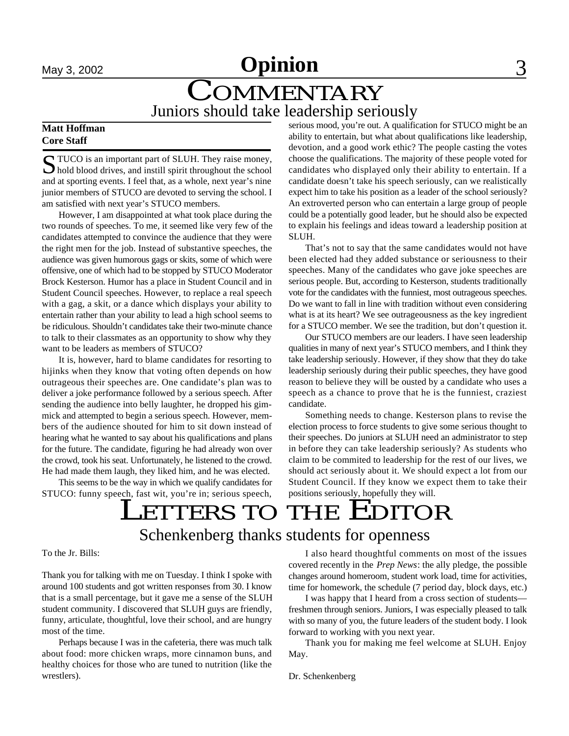# Opinion

## COMMENTARY

### Juniors should take leadership seriously

**Matt Hoffman**
**Core Staff**

STUCO is an important part of SLUH. They raise money, hold blood drives, and instill spirit throughout the school and at sporting events. I feel that, as a whole, next year's nine junior members of STUCO are devoted to serving the school. I am satisfied with next year's STUCO members.

However, I am disappointed at what took place during the two rounds of speeches. To me, it seemed like very few of the candidates attempted to convince the audience that they were the right men for the job. Instead of substantive speeches, the audience was given humorous gags or skits, some of which were offensive, one of which had to be stopped by STUCO Moderator Brock Kesterson. Humor has a place in Student Council and in Student Council speeches. However, to replace a real speech with a gag, a skit, or a dance which displays your ability to entertain rather than your ability to lead a high school seems to be ridiculous. Shouldn't candidates take their two-minute chance to talk to their classmates as an opportunity to show why they want to be leaders as members of STUCO?

It is, however, hard to blame candidates for resorting to hijinks when they know that voting often depends on how outrageous their speeches are. One candidate's plan was to deliver a joke performance followed by a serious speech. After sending the audience into belly laughter, he dropped his gimmick and attempted to begin a serious speech. However, members of the audience shouted for him to sit down instead of hearing what he wanted to say about his qualifications and plans for the future. The candidate, figuring he had already won over the crowd, took his seat. Unfortunately, he listened to the crowd. He had made them laugh, they liked him, and he was elected.

This seems to be the way in which we qualify candidates for STUCO: funny speech, fast wit, you're in; serious speech, serious mood, you're out. A qualification for STUCO might be an ability to entertain, but what about qualifications like leadership, devotion, and a good work ethic? The people casting the votes choose the qualifications. The majority of these people voted for candidates who displayed only their ability to entertain. If a candidate doesn't take his speech seriously, can we realistically expect him to take his position as a leader of the school seriously? An extroverted person who can entertain a large group of people could be a potentially good leader, but he should also be expected to explain his feelings and ideas toward a leadership position at SLUH.

That's not to say that the same candidates would not have been elected had they added substance or seriousness to their speeches. Many of the candidates who gave joke speeches are serious people. But, according to Kesterson, students traditionally vote for the candidates with the funniest, most outrageous speeches. Do we want to fall in line with tradition without even considering what is at its heart? We see outrageousness as the key ingredient for a STUCO member. We see the tradition, but don't question it.

Our STUCO members are our leaders. I have seen leadership qualities in many of next year's STUCO members, and I think they take leadership seriously. However, if they show that they do take leadership seriously during their public speeches, they have good reason to believe they will be ousted by a candidate who uses a speech as a chance to prove that he is the funniest, craziest candidate.

Something needs to change. Kesterson plans to revise the election process to force students to give some serious thought to their speeches. Do juniors at SLUH need an administrator to step in before they can take leadership seriously? As students who claim to be commited to leadership for the rest of our lives, we should act seriously about it. We should expect a lot from our Student Council. If they know we expect them to take their positions seriously, hopefully they will.

## LETTERS TO THE EDITOR

### Schenkenberg thanks students for openness

To the Jr. Bills:

Thank you for talking with me on Tuesday. I think I spoke with around 100 students and got written responses from 30. I know that is a small percentage, but it gave me a sense of the SLUH student community. I discovered that SLUH guys are friendly, funny, articulate, thoughtful, love their school, and are hungry most of the time.

Perhaps because I was in the cafeteria, there was much talk about food: more chicken wraps, more cinnamon buns, and healthy choices for those who are tuned to nutrition (like the wrestlers).

I also heard thoughtful comments on most of the issues covered recently in the *Prep News*: the ally pledge, the possible changes around homeroom, student work load, time for activities, time for homework, the schedule (7 period day, block days, etc.)

I was happy that I heard from a cross section of students—freshmen through seniors. Juniors, I was especially pleased to talk with so many of you, the future leaders of the student body. I look forward to working with you next year.

Thank you for making me feel welcome at SLUH. Enjoy May.

Dr. Schenkenberg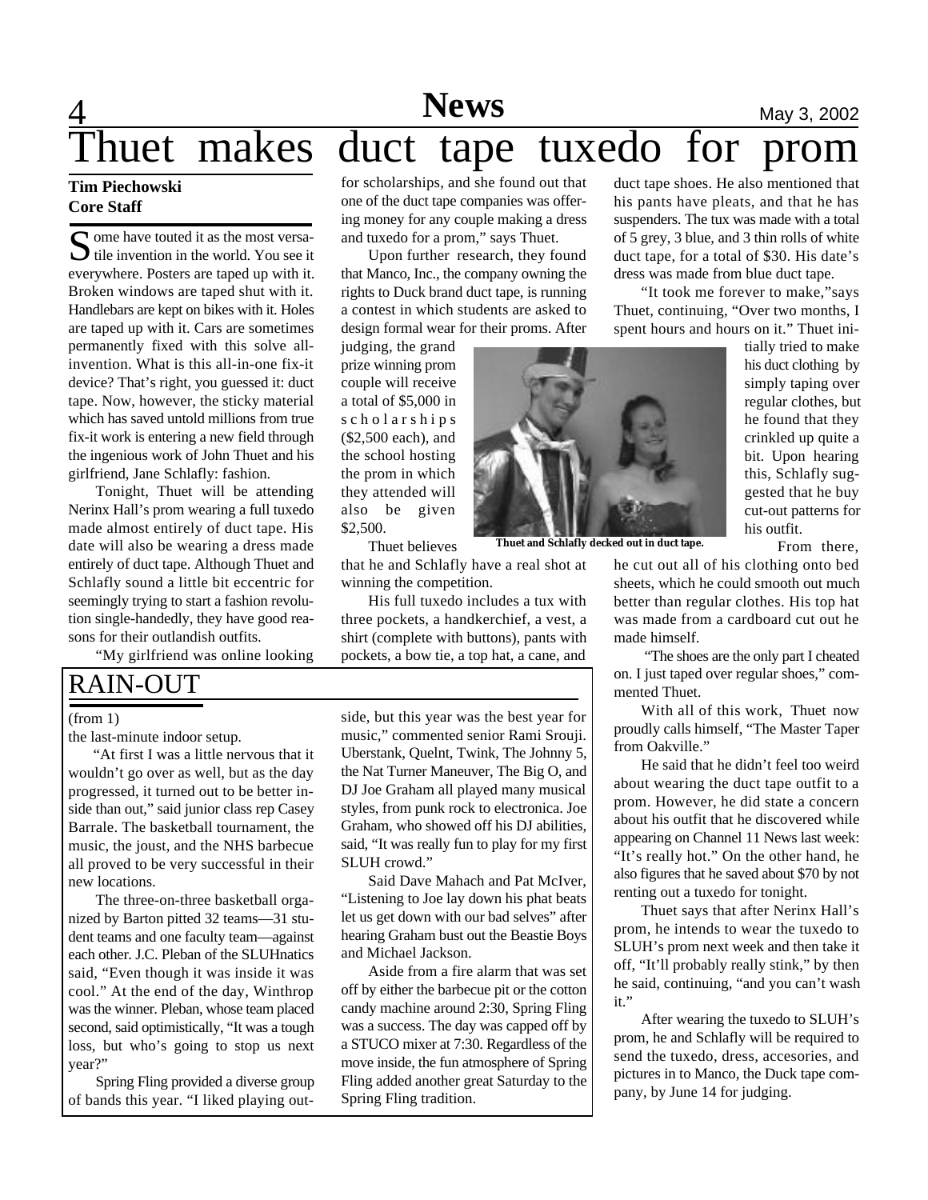# Thuet makes duct tape tuxedo for prom

**Tim Piechowski**
**Core Staff**

Some have touted it as the most versatile invention in the world. You see it everywhere. Posters are taped up with it. Broken windows are taped shut with it. Handlebars are kept on bikes with it. Holes are taped up with it. Cars are sometimes permanently fixed with this solve all-invention. What is this all-in-one fix-it device? That's right, you guessed it: duct tape. Now, however, the sticky material which has saved untold millions from true fix-it work is entering a new field through the ingenious work of John Thuet and his girlfriend, Jane Schlafly: fashion.

Tonight, Thuet will be attending Nerinx Hall's prom wearing a full tuxedo made almost entirely of duct tape. His date will also be wearing a dress made entirely of duct tape. Although Thuet and Schlafly sound a little bit eccentric for seemingly trying to start a fashion revolution single-handedly, they have good reasons for their outlandish outfits.

"My girlfriend was online looking for scholarships, and she found out that one of the duct tape companies was offering money for any couple making a dress and tuxedo for a prom," says Thuet.

Upon further research, they found that Manco, Inc., the company owning the rights to Duck brand duct tape, is running a contest in which students are asked to design formal wear for their proms. After judging, the grand prize winning prom couple will receive a total of $5,000 in scholarships ($2,500 each), and the school hosting the prom in which they attended will also be given $2,500.

Thuet believes that he and Schlafly have a real shot at winning the competition.

His full tuxedo includes a tux with three pockets, a handkerchief, a vest, a shirt (complete with buttons), pants with pockets, a bow tie, a top hat, a cane, and duct tape shoes. He also mentioned that his pants have pleats, and that he has suspenders. The tux was made with a total of 5 grey, 3 blue, and 3 thin rolls of white duct tape, for a total of $30. His date's dress was made from blue duct tape.

"It took me forever to make," says Thuet, continuing, "Over two months, I spent hours and hours on it." Thuet initially tried to make his duct clothing by simply taping over regular clothes, but he found that they crinkled up quite a bit. Upon hearing this, Schlafly suggested that he buy cut-out patterns for his outfit.

**Thuet and Schlafly decked out in duct tape.**

From there, he cut out all of his clothing onto bed sheets, which he could smooth out much better than regular clothes. His top hat was made from a cardboard cut out he made himself.

"The shoes are the only part I cheated on. I just taped over regular shoes," commented Thuet.

With all of this work, Thuet now proudly calls himself, "The Master Taper from Oakville."

He said that he didn't feel too weird about wearing the duct tape outfit to a prom. However, he did state a concern about his outfit that he discovered while appearing on Channel 11 News last week: "It's really hot." On the other hand, he also figures that he saved about $70 by not renting out a tuxedo for tonight.

Thuet says that after Nerinx Hall's prom, he intends to wear the tuxedo to SLUH's prom next week and then take it off, "It'll probably really stink," by then he said, continuing, "and you can't wash it."

After wearing the tuxedo to SLUH's prom, he and Schlafly will be required to send the tuxedo, dress, accesories, and pictures in to Manco, the Duck tape company, by June 14 for judging.

## RAIN-OUT

(from 1)

the last-minute indoor setup.

"At first I was a little nervous that it wouldn't go over as well, but as the day progressed, it turned out to be better inside than out," said junior class rep Casey Barrale. The basketball tournament, the music, the joust, and the NHS barbecue all proved to be very successful in their new locations.

The three-on-three basketball organized by Barton pitted 32 teams—31 student teams and one faculty team—against each other. J.C. Pleban of the SLUHnatics said, "Even though it was inside it was cool." At the end of the day, Winthrop was the winner. Pleban, whose team placed second, said optimistically, "It was a tough loss, but who's going to stop us next year?"

Spring Fling provided a diverse group of bands this year. "I liked playing outside, but this year was the best year for music," commented senior Rami Srouji. Uberstank, Quelnt, Twink, The Johnny 5, the Nat Turner Maneuver, The Big O, and DJ Joe Graham all played many musical styles, from punk rock to electronica. Joe Graham, who showed off his DJ abilities, said, "It was really fun to play for my first SLUH crowd."

Said Dave Mahach and Pat McIver, "Listening to Joe lay down his phat beats let us get down with our bad selves" after hearing Graham bust out the Beastie Boys and Michael Jackson.

Aside from a fire alarm that was set off by either the barbecue pit or the cotton candy machine around 2:30, Spring Fling was a success. The day was capped off by a STUCO mixer at 7:30. Regardless of the move inside, the fun atmosphere of Spring Fling added another great Saturday to the Spring Fling tradition.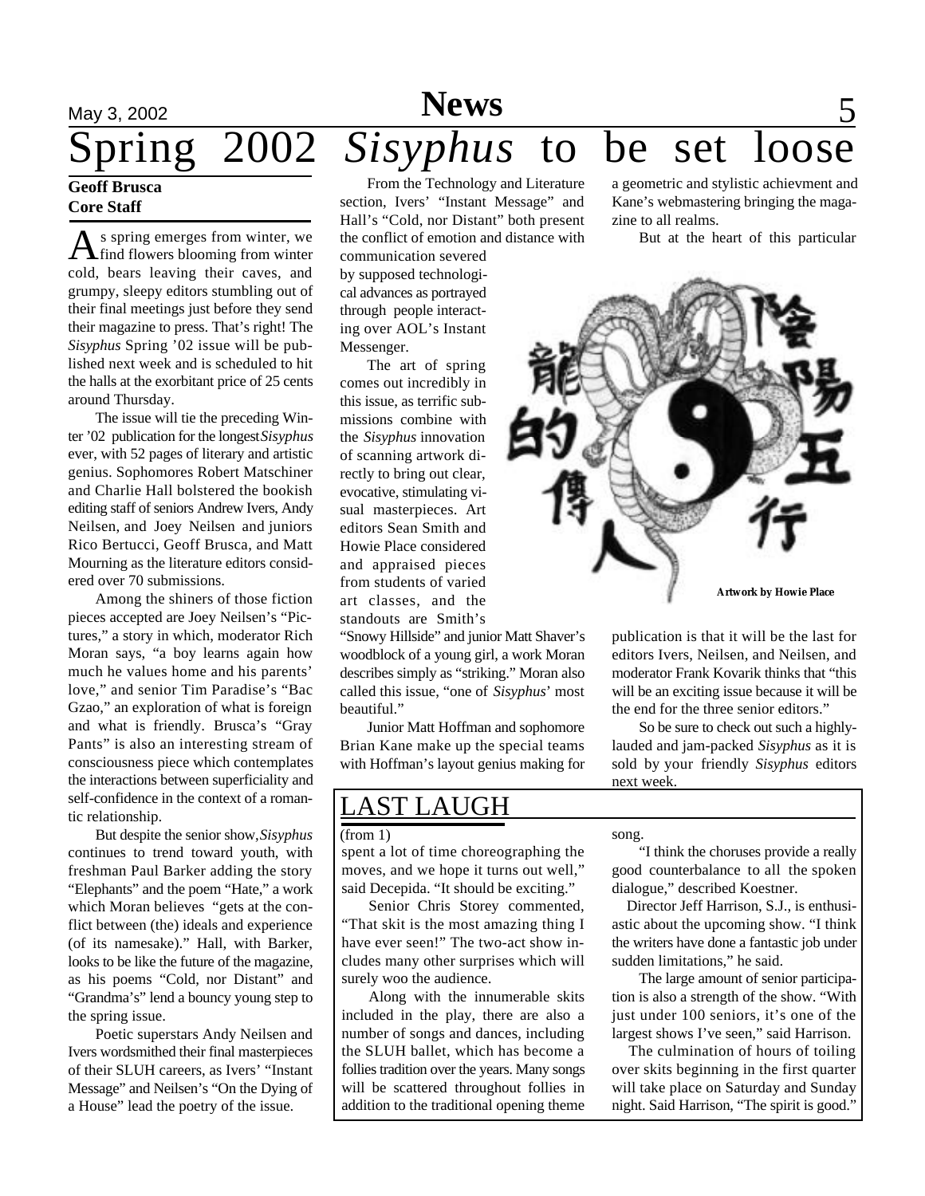# Spring 2002 *Sisyphus* to be set loose

**Geoff Brusca**
**Core Staff**

As spring emerges from winter, we find flowers blooming from winter cold, bears leaving their caves, and grumpy, sleepy editors stumbling out of their final meetings just before they send their magazine to press. That's right! The *Sisyphus* Spring '02 issue will be published next week and is scheduled to hit the halls at the exorbitant price of 25 cents around Thursday.

The issue will tie the preceding Winter '02 publication for the longest *Sisyphus* ever, with 52 pages of literary and artistic genius. Sophomores Robert Matschiner and Charlie Hall bolstered the bookish editing staff of seniors Andrew Ivers, Andy Neilsen, and Joey Neilsen and juniors Rico Bertucci, Geoff Brusca, and Matt Mourning as the literature editors considered over 70 submissions.

Among the shiners of those fiction pieces accepted are Joey Neilsen's "Pictures," a story in which, moderator Rich Moran says, "a boy learns again how much he values home and his parents' love," and senior Tim Paradise's "Bac Gzao," an exploration of what is foreign and what is friendly. Brusca's "Gray Pants" is also an interesting stream of consciousness piece which contemplates the interactions between superficiality and self-confidence in the context of a romantic relationship.

But despite the senior show, *Sisyphus* continues to trend toward youth, with freshman Paul Barker adding the story "Elephants" and the poem "Hate," a work which Moran believes "gets at the conflict between (the) ideals and experience (of its namesake)." Hall, with Barker, looks to be like the future of the magazine, as his poems "Cold, nor Distant" and "Grandma's" lend a bouncy young step to the spring issue.

Poetic superstars Andy Neilsen and Ivers wordsmithed their final masterpieces of their SLUH careers, as Ivers' "Instant Message" and Neilsen's "On the Dying of a House" lead the poetry of the issue.

From the Technology and Literature section, Ivers' "Instant Message" and Hall's "Cold, nor Distant" both present the conflict of emotion and distance with communication severed by supposed technological advances as portrayed through people interacting over AOL's Instant Messenger.

The art of spring comes out incredibly in this issue, as terrific submissions combine with the *Sisyphus* innovation of scanning artwork directly to bring out clear, evocative, stimulating visual masterpieces. Art editors Sean Smith and Howie Place considered and appraised pieces from students of varied art classes, and the standouts are Smith's "Snowy Hillside" and junior Matt Shaver's woodblock of a young girl, a work Moran describes simply as "striking." Moran also called this issue, "one of *Sisyphus*' most beautiful."

Junior Matt Hoffman and sophomore Brian Kane make up the special teams with Hoffman's layout genius making for a geometric and stylistic achievment and Kane's webmastering bringing the magazine to all realms.

But at the heart of this particular publication is that it will be the last for editors Ivers, Neilsen, and Neilsen, and moderator Frank Kovarik thinks that "this will be an exciting issue because it will be the end for the three senior editors."

Artwork by Howie Place

So be sure to check out such a highly-lauded and jam-packed *Sisyphus* as it is sold by your friendly *Sisyphus* editors next week.

## LAST LAUGH

(from 1)

spent a lot of time choreographing the moves, and we hope it turns out well," said Decepida. "It should be exciting."

Senior Chris Storey commented, "That skit is the most amazing thing I have ever seen!" The two-act show includes many other surprises which will surely woo the audience.

Along with the innumerable skits included in the play, there are also a number of songs and dances, including the SLUH ballet, which has become a follies tradition over the years. Many songs will be scattered throughout follies in addition to the traditional opening theme song.

"I think the choruses provide a really good counterbalance to all the spoken dialogue," described Koestner.

Director Jeff Harrison, S.J., is enthusiastic about the upcoming show. "I think the writers have done a fantastic job under sudden limitations," he said.

The large amount of senior participation is also a strength of the show. "With just under 100 seniors, it's one of the largest shows I've seen," said Harrison.

The culmination of hours of toiling over skits beginning in the first quarter will take place on Saturday and Sunday night. Said Harrison, "The spirit is good."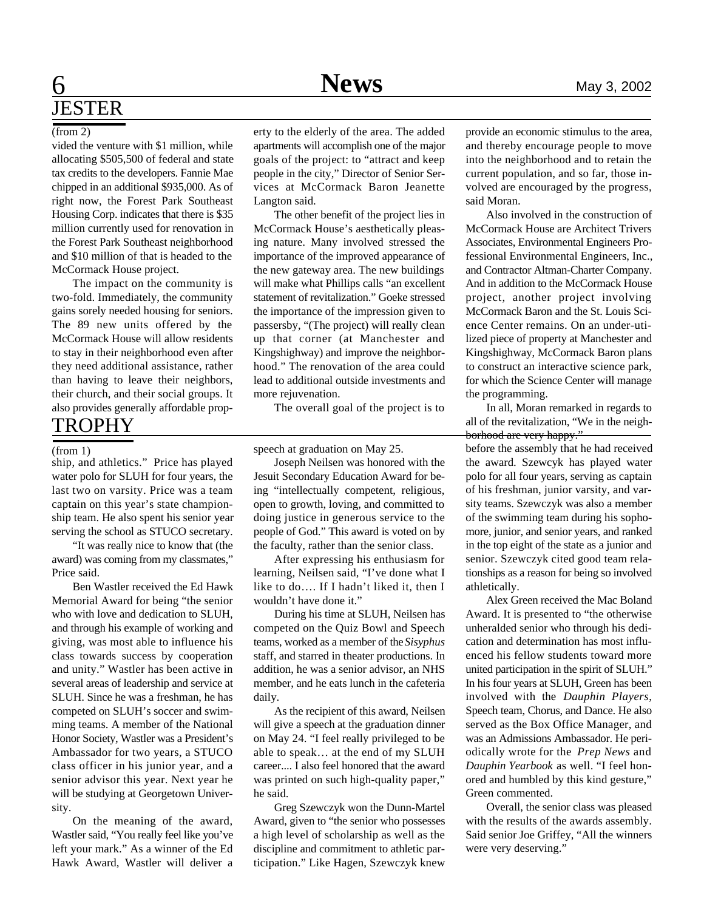## JESTER

(from 2)

vided the venture with $1 million, while allocating $505,500 of federal and state tax credits to the developers. Fannie Mae chipped in an additional $935,000. As of right now, the Forest Park Southeast Housing Corp. indicates that there is $35 million currently used for renovation in the Forest Park Southeast neighborhood and $10 million of that is headed to the McCormack House project.

The impact on the community is two-fold. Immediately, the community gains sorely needed housing for seniors. The 89 new units offered by the McCormack House will allow residents to stay in their neighborhood even after they need additional assistance, rather than having to leave their neighbors, their church, and their social groups. It also provides generally affordable property to the elderly of the area. The added apartments will accomplish one of the major goals of the project: to "attract and keep people in the city," Director of Senior Services at McCormack Baron Jeanette Langton said.

The other benefit of the project lies in McCormack House's aesthetically pleasing nature. Many involved stressed the importance of the improved appearance of the new gateway area. The new buildings will make what Phillips calls "an excellent statement of revitalization." Goeke stressed the importance of the impression given to passersby, "(The project) will really clean up that corner (at Manchester and Kingshighway) and improve the neighborhood." The renovation of the area could lead to additional outside investments and more rejuvenation.

The overall goal of the project is to provide an economic stimulus to the area, and thereby encourage people to move into the neighborhood and to retain the current population, and so far, those involved are encouraged by the progress, said Moran.

Also involved in the construction of McCormack House are Architect Trivers Associates, Environmental Engineers Professional Environmental Engineers, Inc., and Contractor Altman-Charter Company. And in addition to the McCormack House project, another project involving McCormack Baron and the St. Louis Science Center remains. On an under-utilized piece of property at Manchester and Kingshighway, McCormack Baron plans to construct an interactive science park, for which the Science Center will manage the programming.

In all, Moran remarked in regards to all of the revitalization, "We in the neighborhood are very happy."

## TROPHY

(from 1)

ship, and athletics." Price has played water polo for SLUH for four years, the last two on varsity. Price was a team captain on this year's state championship team. He also spent his senior year serving the school as STUCO secretary.

"It was really nice to know that (the award) was coming from my classmates," Price said.

Ben Wastler received the Ed Hawk Memorial Award for being "the senior who with love and dedication to SLUH, and through his example of working and giving, was most able to influence his class towards success by cooperation and unity." Wastler has been active in several areas of leadership and service at SLUH. Since he was a freshman, he has competed on SLUH's soccer and swimming teams. A member of the National Honor Society, Wastler was a President's Ambassador for two years, a STUCO class officer in his junior year, and a senior advisor this year. Next year he will be studying at Georgetown University.

On the meaning of the award, Wastler said, "You really feel like you've left your mark." As a winner of the Ed Hawk Award, Wastler will deliver a speech at graduation on May 25.

Joseph Neilsen was honored with the Jesuit Secondary Education Award for being "intellectually competent, religious, open to growth, loving, and committed to doing justice in generous service to the people of God." This award is voted on by the faculty, rather than the senior class.

After expressing his enthusiasm for learning, Neilsen said, "I've done what I like to do…. If I hadn't liked it, then I wouldn't have done it."

During his time at SLUH, Neilsen has competed on the Quiz Bowl and Speech teams, worked as a member of the *Sisyphus* staff, and starred in theater productions. In addition, he was a senior advisor, an NHS member, and he eats lunch in the cafeteria daily.

As the recipient of this award, Neilsen will give a speech at the graduation dinner on May 24. "I feel really privileged to be able to speak… at the end of my SLUH career.... I also feel honored that the award was printed on such high-quality paper," he said.

Greg Szewczyk won the Dunn-Martel Award, given to "the senior who possesses a high level of scholarship as well as the discipline and commitment to athletic participation." Like Hagen, Szewczyk knew before the assembly that he had received the award. Szewcyk has played water polo for all four years, serving as captain of his freshman, junior varsity, and varsity teams. Szewczyk was also a member of the swimming team during his sophomore, junior, and senior years, and ranked in the top eight of the state as a junior and senior. Szewczyk cited good team relationships as a reason for being so involved athletically.

Alex Green received the Mac Boland Award. It is presented to "the otherwise unheralded senior who through his dedication and determination has most influenced his fellow students toward more united participation in the spirit of SLUH." In his four years at SLUH, Green has been involved with the *Dauphin Players*, Speech team, Chorus, and Dance. He also served as the Box Office Manager, and was an Admissions Ambassador. He periodically wrote for the *Prep News* and *Dauphin Yearbook* as well. "I feel honored and humbled by this kind gesture," Green commented.

Overall, the senior class was pleased with the results of the awards assembly. Said senior Joe Griffey, "All the winners were very deserving."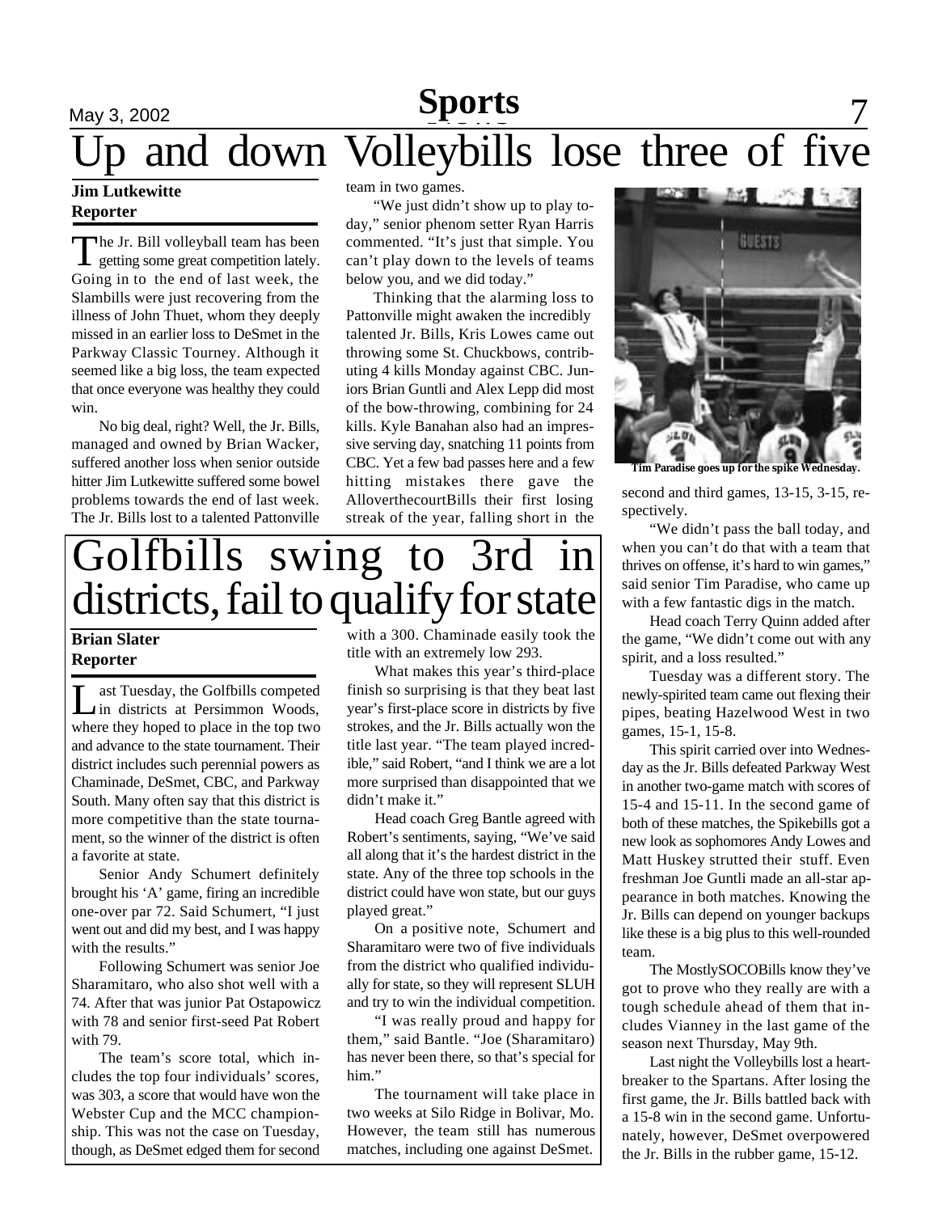# Up and down Volleybills lose three of five

**Jim Lutkewitte**
**Reporter**

The Jr. Bill volleyball team has been getting some great competition lately. Going in to the end of last week, the Slambills were just recovering from the illness of John Thuet, whom they deeply missed in an earlier loss to DeSmet in the Parkway Classic Tourney. Although it seemed like a big loss, the team expected that once everyone was healthy they could win.

No big deal, right? Well, the Jr. Bills, managed and owned by Brian Wacker, suffered another loss when senior outside hitter Jim Lutkewitte suffered some bowel problems towards the end of last week. The Jr. Bills lost to a talented Pattonville team in two games.

"We just didn't show up to play today," senior phenom setter Ryan Harris commented. "It's just that simple. You can't play down to the levels of teams below you, and we did today."

Thinking that the alarming loss to Pattonville might awaken the incredibly talented Jr. Bills, Kris Lowes came out throwing some St. Chuckbows, contributing 4 kills Monday against CBC. Juniors Brian Guntli and Alex Lepp did most of the bow-throwing, combining for 24 kills. Kyle Banahan also had an impressive serving day, snatching 11 points from CBC. Yet a few bad passes here and a few hitting mistakes there gave the AlloverthecourtBills their first losing streak of the year, falling short in the second and third games, 13-15, 3-15, respectively.

Tim Paradise goes up for the spike Wednesday.

"We didn't pass the ball today, and when you can't do that with a team that thrives on offense, it's hard to win games," said senior Tim Paradise, who came up with a few fantastic digs in the match.

Head coach Terry Quinn added after the game, "We didn't come out with any spirit, and a loss resulted."

Tuesday was a different story. The newly-spirited team came out flexing their pipes, beating Hazelwood West in two games, 15-1, 15-8.

This spirit carried over into Wednesday as the Jr. Bills defeated Parkway West in another two-game match with scores of 15-4 and 15-11. In the second game of both of these matches, the Spikebills got a new look as sophomores Andy Lowes and Matt Huskey strutted their stuff. Even freshman Joe Guntli made an all-star appearance in both matches. Knowing the Jr. Bills can depend on younger backups like these is a big plus to this well-rounded team.

The MostlySOCOBills know they've got to prove who they really are with a tough schedule ahead of them that includes Vianney in the last game of the season next Thursday, May 9th.

Last night the Volleybills lost a heartbreaker to the Spartans. After losing the first game, the Jr. Bills battled back with a 15-8 win in the second game. Unfortunately, however, DeSmet overpowered the Jr. Bills in the rubber game, 15-12.

# Golfbills swing to 3rd in districts, fail to qualify for state

**Brian Slater**
**Reporter**

Last Tuesday, the Golfbills competed in districts at Persimmon Woods, where they hoped to place in the top two and advance to the state tournament. Their district includes such perennial powers as Chaminade, DeSmet, CBC, and Parkway South. Many often say that this district is more competitive than the state tournament, so the winner of the district is often a favorite at state.

Senior Andy Schumert definitely brought his 'A' game, firing an incredible one-over par 72. Said Schumert, "I just went out and did my best, and I was happy with the results."

Following Schumert was senior Joe Sharamitaro, who also shot well with a 74. After that was junior Pat Ostapowicz with 78 and senior first-seed Pat Robert with 79.

The team's score total, which includes the top four individuals' scores, was 303, a score that would have won the Webster Cup and the MCC championship. This was not the case on Tuesday, though, as DeSmet edged them for second with a 300. Chaminade easily took the title with an extremely low 293.

What makes this year's third-place finish so surprising is that they beat last year's first-place score in districts by five strokes, and the Jr. Bills actually won the title last year. "The team played incredible," said Robert, "and I think we are a lot more surprised than disappointed that we didn't make it."

Head coach Greg Bantle agreed with Robert's sentiments, saying, "We've said all along that it's the hardest district in the state. Any of the three top schools in the district could have won state, but our guys played great."

On a positive note, Schumert and Sharamitaro were two of five individuals from the district who qualified individually for state, so they will represent SLUH and try to win the individual competition.

"I was really proud and happy for them," said Bantle. "Joe (Sharamitaro) has never been there, so that's special for him."

The tournament will take place in two weeks at Silo Ridge in Bolivar, Mo. However, the team still has numerous matches, including one against DeSmet.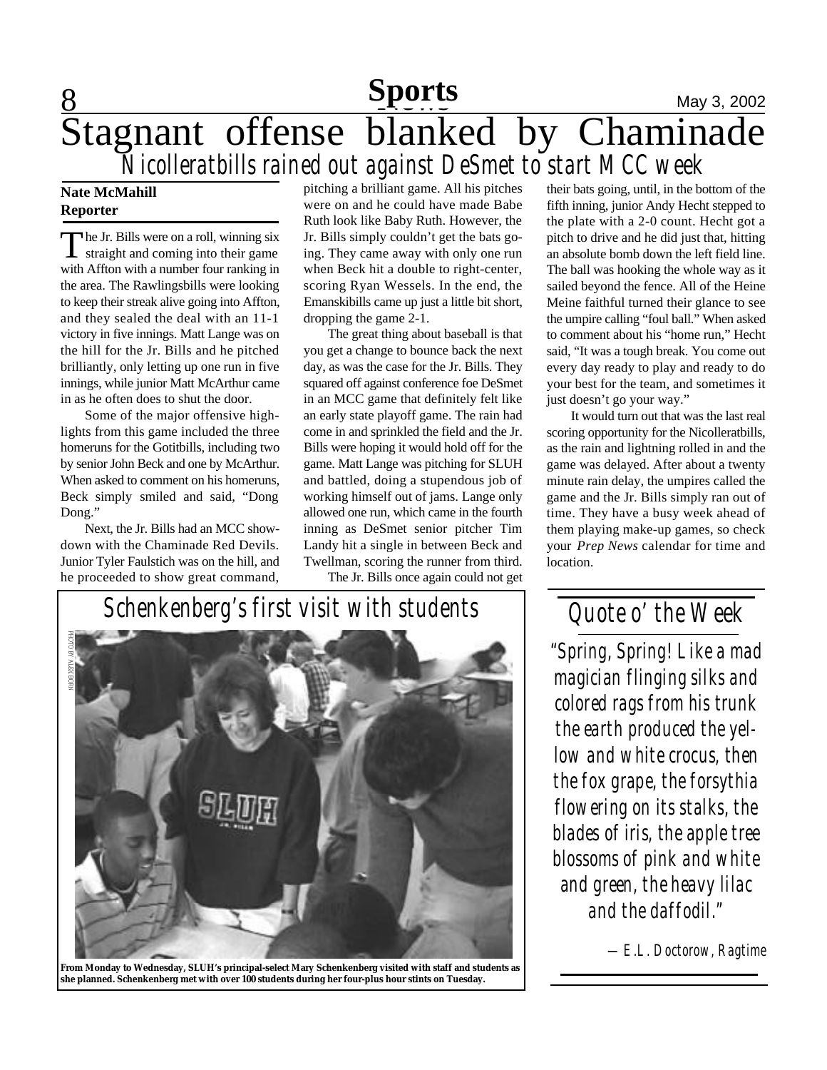Sports

# Stagnant offense blanked by Chaminade

## Nicolleratbills rained out against DeSmet to start MCC week

**Nate McMahill**
**Reporter**

The Jr. Bills were on a roll, winning six straight and coming into their game with Affton with a number four ranking in the area. The Rawlingsbills were looking to keep their streak alive going into Affton, and they sealed the deal with an 11-1 victory in five innings. Matt Lange was on the hill for the Jr. Bills and he pitched brilliantly, only letting up one run in five innings, while junior Matt McArthur came in as he often does to shut the door.

Some of the major offensive highlights from this game included the three homeruns for the Gotitbills, including two by senior John Beck and one by McArthur. When asked to comment on his homeruns, Beck simply smiled and said, "Dong Dong."

Next, the Jr. Bills had an MCC showdown with the Chaminade Red Devils. Junior Tyler Faulstich was on the hill, and he proceeded to show great command, pitching a brilliant game. All his pitches were on and he could have made Babe Ruth look like Baby Ruth. However, the Jr. Bills simply couldn't get the bats going. They came away with only one run when Beck hit a double to right-center, scoring Ryan Wessels. In the end, the Emanskibills came up just a little bit short, dropping the game 2-1.

The great thing about baseball is that you get a change to bounce back the next day, as was the case for the Jr. Bills. They squared off against conference foe DeSmet in an MCC game that definitely felt like an early state playoff game. The rain had come in and sprinkled the field and the Jr. Bills were hoping it would hold off for the game. Matt Lange was pitching for SLUH and battled, doing a stupendous job of working himself out of jams. Lange only allowed one run, which came in the fourth inning as DeSmet senior pitcher Tim Landy hit a single in between Beck and Twellman, scoring the runner from third.

The Jr. Bills once again could not get their bats going, until, in the bottom of the fifth inning, junior Andy Hecht stepped to the plate with a 2-0 count. Hecht got a pitch to drive and he did just that, hitting an absolute bomb down the left field line. The ball was hooking the whole way as it sailed beyond the fence. All of the Heine Meine faithful turned their glance to see the umpire calling "foul ball." When asked to comment about his "home run," Hecht said, "It was a tough break. You come out every day ready to play and ready to do your best for the team, and sometimes it just doesn't go your way."

It would turn out that was the last real scoring opportunity for the Nicolleratbills, as the rain and lightning rolled in and the game was delayed. After about a twenty minute rain delay, the umpires called the game and the Jr. Bills simply ran out of time. They have a busy week ahead of them playing make-up games, so check your *Prep News* calendar for time and location.

## Schenkenberg's first visit with students

PHOTO BY ALEX BORN

**From Monday to Wednesday, SLUH's principal-select Mary Schenkenberg visited with staff and students as she planned. Schenkenberg met with over 100 students during her four-plus hour stints on Tuesday.**

## Quote o' the Week

*"Spring, Spring! Like a mad magician flinging silks and colored rags from his trunk the earth produced the yellow and white crocus, then the fox grape, the forsythia flowering on its stalks, the blades of iris, the apple tree blossoms of pink and white and green, the heavy lilac and the daffodil."*

—E.L. Doctorow, *Ragtime*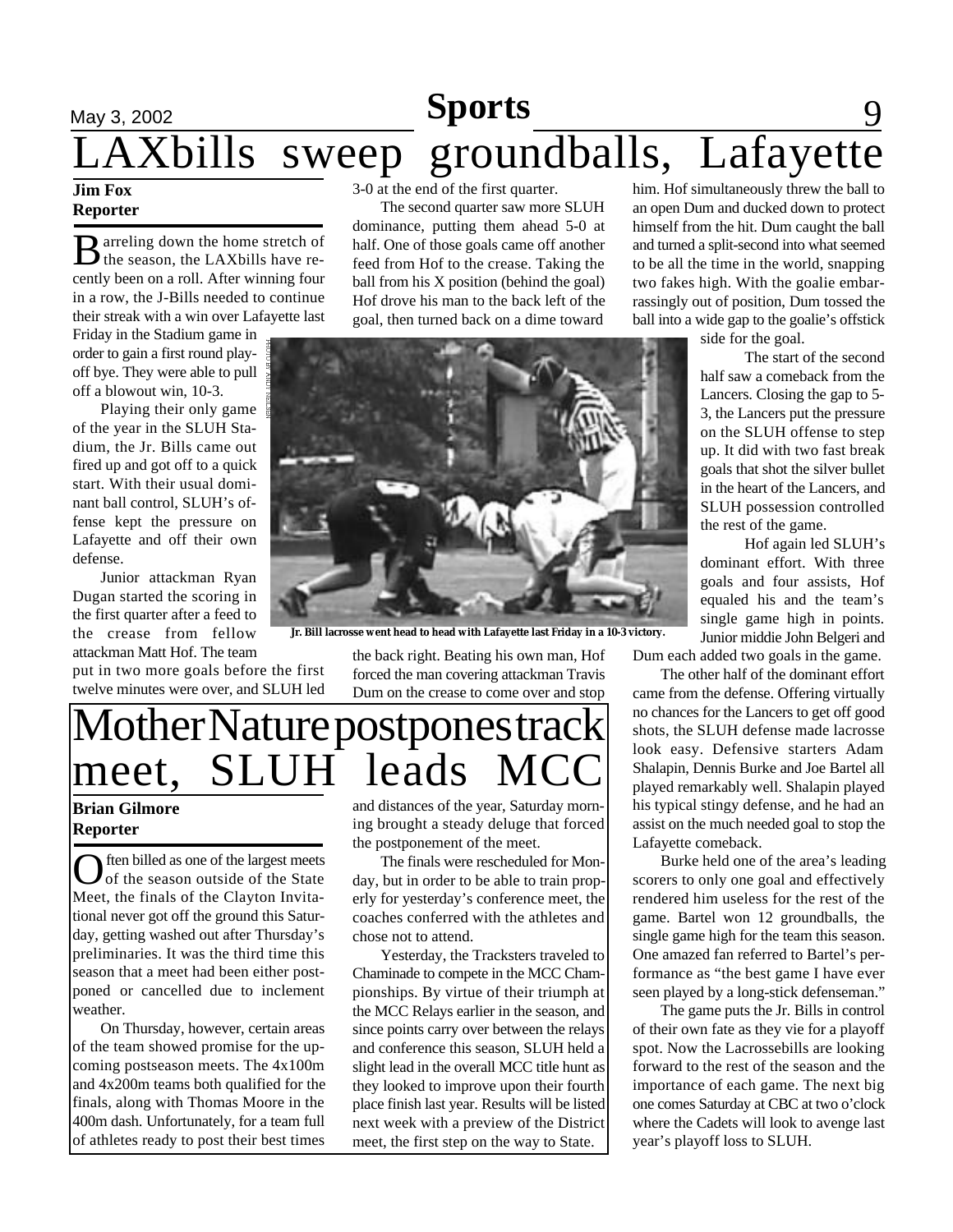# LAXbills sweep groundballs, Lafayette

**Jim Fox**
**Reporter**

Barreling down the home stretch of the season, the LAXbills have recently been on a roll. After winning four in a row, the J-Bills needed to continue their streak with a win over Lafayette last Friday in the Stadium game in order to gain a first round playoff bye. They were able to pull off a blowout win, 10-3.

Playing their only game of the year in the SLUH Stadium, the Jr. Bills came out fired up and got off to a quick start. With their usual dominant ball control, SLUH's offense kept the pressure on Lafayette and off their own defense.

Junior attackman Ryan Dugan started the scoring in the first quarter after a feed to the crease from fellow attackman Matt Hof. The team put in two more goals before the first twelve minutes were over, and SLUH led 3-0 at the end of the first quarter.

The second quarter saw more SLUH dominance, putting them ahead 5-0 at half. One of those goals came off another feed from Hof to the crease. Taking the ball from his X position (behind the goal) Hof drove his man to the back left of the goal, then turned back on a dime toward the back right. Beating his own man, Hof forced the man covering attackman Travis Dum on the crease to come over and stop him. Hof simultaneously threw the ball to an open Dum and ducked down to protect himself from the hit. Dum caught the ball and turned a split-second into what seemed to be all the time in the world, snapping two fakes high. With the goalie embarrassingly out of position, Dum tossed the ball into a wide gap to the goalie's offstick side for the goal.

PHOTO BY ANDY NIELSEN

Jr. Bill lacrosse went head to head with Lafayette last Friday in a 10-3 victory.

The start of the second half saw a comeback from the Lancers. Closing the gap to 5-3, the Lancers put the pressure on the SLUH offense to step up. It did with two fast break goals that shot the silver bullet in the heart of the Lancers, and SLUH possession controlled the rest of the game.

Hof again led SLUH's dominant effort. With three goals and four assists, Hof equaled his and the team's single game high in points. Junior middie John Belgeri and Dum each added two goals in the game.

The other half of the dominant effort came from the defense. Offering virtually no chances for the Lancers to get off good shots, the SLUH defense made lacrosse look easy. Defensive starters Adam Shalapin, Dennis Burke and Joe Bartel all played remarkably well. Shalapin played his typical stingy defense, and he had an assist on the much needed goal to stop the Lafayette comeback.

Burke held one of the area's leading scorers to only one goal and effectively rendered him useless for the rest of the game. Bartel won 12 groundballs, the single game high for the team this season. One amazed fan referred to Bartel's performance as "the best game I have ever seen played by a long-stick defenseman."

The game puts the Jr. Bills in control of their own fate as they vie for a playoff spot. Now the Lacrossebills are looking forward to the rest of the season and the importance of each game. The next big one comes Saturday at CBC at two o'clock where the Cadets will look to avenge last year's playoff loss to SLUH.

# Mother Nature postpones track meet, SLUH leads MCC

**Brian Gilmore**
**Reporter**

Often billed as one of the largest meets of the season outside of the State Meet, the finals of the Clayton Invitational never got off the ground this Saturday, getting washed out after Thursday's preliminaries. It was the third time this season that a meet had been either postponed or cancelled due to inclement weather.

On Thursday, however, certain areas of the team showed promise for the upcoming postseason meets. The 4x100m and 4x200m teams both qualified for the finals, along with Thomas Moore in the 400m dash. Unfortunately, for a team full of athletes ready to post their best times and distances of the year, Saturday morning brought a steady deluge that forced the postponement of the meet.

The finals were rescheduled for Monday, but in order to be able to train properly for yesterday's conference meet, the coaches conferred with the athletes and chose not to attend.

Yesterday, the Tracksters traveled to Chaminade to compete in the MCC Championships. By virtue of their triumph at the MCC Relays earlier in the season, and since points carry over between the relays and conference this season, SLUH held a slight lead in the overall MCC title hunt as they looked to improve upon their fourth place finish last year. Results will be listed next week with a preview of the District meet, the first step on the way to State.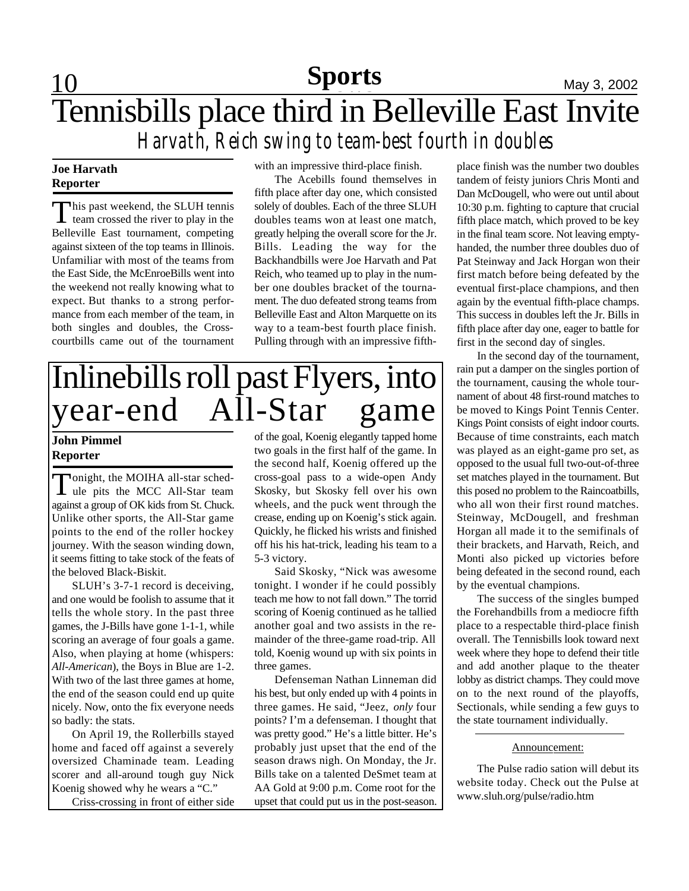# Tennisbills place third in Belleville East Invite

## *Harvath, Reich swing to team-best fourth in doubles*

**Joe Harvath**
**Reporter**

This past weekend, the SLUH tennis team crossed the river to play in the Belleville East tournament, competing against sixteen of the top teams in Illinois. Unfamiliar with most of the teams from the East Side, the McEnroeBills went into the weekend not really knowing what to expect. But thanks to a strong performance from each member of the team, in both singles and doubles, the Crosscourtbills came out of the tournament with an impressive third-place finish.

The Acebills found themselves in fifth place after day one, which consisted solely of doubles. Each of the three SLUH doubles teams won at least one match, greatly helping the overall score for the Jr. Bills. Leading the way for the Backhandbills were Joe Harvath and Pat Reich, who teamed up to play in the number one doubles bracket of the tournament. The duo defeated strong teams from Belleville East and Alton Marquette on its way to a team-best fourth place finish. Pulling through with an impressive fifth-place finish was the number two doubles tandem of feisty juniors Chris Monti and Dan McDougell, who were out until about 10:30 p.m. fighting to capture that crucial fifth place match, which proved to be key in the final team score. Not leaving empty-handed, the number three doubles duo of Pat Steinway and Jack Horgan won their first match before being defeated by the eventual first-place champions, and then again by the eventual fifth-place champs. This success in doubles left the Jr. Bills in fifth place after day one, eager to battle for first in the second day of singles.

In the second day of the tournament, rain put a damper on the singles portion of the tournament, causing the whole tournament of about 48 first-round matches to be moved to Kings Point Tennis Center. Kings Point consists of eight indoor courts. Because of time constraints, each match was played as an eight-game pro set, as opposed to the usual full two-out-of-three set matches played in the tournament. But this posed no problem to the Raincoatbills, who all won their first round matches. Steinway, McDougell, and freshman Horgan all made it to the semifinals of their brackets, and Harvath, Reich, and Monti also picked up victories before being defeated in the second round, each by the eventual champions.

The success of the singles bumped the Forehandbills from a mediocre fifth place to a respectable third-place finish overall. The Tennisbills look toward next week where they hope to defend their title and add another plaque to the theater lobby as district champs. They could move on to the next round of the playoffs, Sectionals, while sending a few guys to the state tournament individually.

---

Announcement:

The Pulse radio sation will debut its website today. Check out the Pulse at www.sluh.org/pulse/radio.htm

---

# Inlinebills roll past Flyers, into year-end All-Star game

**John Pimmel**
**Reporter**

Tonight, the MOIHA all-star schedule pits the MCC All-Star team against a group of OK kids from St. Chuck. Unlike other sports, the All-Star game points to the end of the roller hockey journey. With the season winding down, it seems fitting to take stock of the feats of the beloved Black-Biskit.

SLUH's 3-7-1 record is deceiving, and one would be foolish to assume that it tells the whole story. In the past three games, the J-Bills have gone 1-1-1, while scoring an average of four goals a game. Also, when playing at home (whispers: *All-American*), the Boys in Blue are 1-2. With two of the last three games at home, the end of the season could end up quite nicely. Now, onto the fix everyone needs so badly: the stats.

On April 19, the Rollerbills stayed home and faced off against a severely oversized Chaminade team. Leading scorer and all-around tough guy Nick Koenig showed why he wears a "C."

Criss-crossing in front of either side of the goal, Koenig elegantly tapped home two goals in the first half of the game. In the second half, Koenig offered up the cross-goal pass to a wide-open Andy Skosky, but Skosky fell over his own wheels, and the puck went through the crease, ending up on Koenig's stick again. Quickly, he flicked his wrists and finished off his his hat-trick, leading his team to a 5-3 victory.

Said Skosky, "Nick was awesome tonight. I wonder if he could possibly teach me how to not fall down." The torrid scoring of Koenig continued as he tallied another goal and two assists in the remainder of the three-game road-trip. All told, Koenig wound up with six points in three games.

Defenseman Nathan Linneman did his best, but only ended up with 4 points in three games. He said, "Jeez, *only* four points? I'm a defenseman. I thought that was pretty good." He's a little bitter. He's probably just upset that the end of the season draws nigh. On Monday, the Jr. Bills take on a talented DeSmet team at AA Gold at 9:00 p.m. Come root for the upset that could put us in the post-season.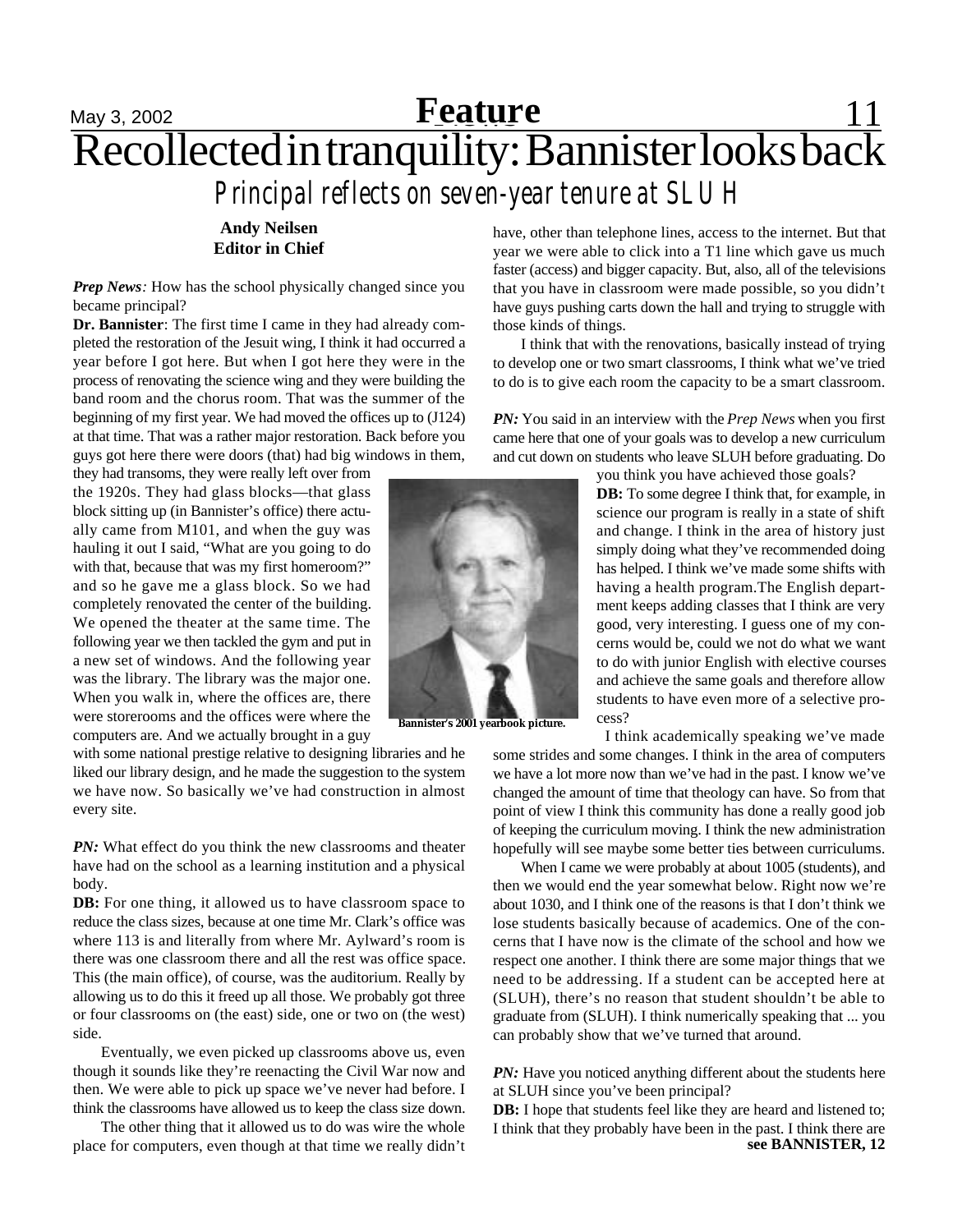# Recollected in tranquility: Bannister looks back

## *Principal reflects on seven-year tenure at SLUH*

**Andy Neilsen**
**Editor in Chief**

***Prep News**:* How has the school physically changed since you became principal?

**Dr. Bannister**: The first time I came in they had already completed the restoration of the Jesuit wing, I think it had occurred a year before I got here. But when I got here they were in the process of renovating the science wing and they were building the band room and the chorus room. That was the summer of the beginning of my first year. We had moved the offices up to (J124) at that time. That was a rather major restoration. Back before you guys got here there were doors (that) had big windows in them, they had transoms, they were really left over from the 1920s. They had glass blocks—that glass block sitting up (in Bannister's office) there actually came from M101, and when the guy was hauling it out I said, "What are you going to do with that, because that was my first homeroom?" and so he gave me a glass block. So we had completely renovated the center of the building. We opened the theater at the same time. The following year we then tackled the gym and put in a new set of windows. And the following year was the library. The library was the major one. When you walk in, where the offices are, there were storerooms and the offices were where the computers are. And we actually brought in a guy with some national prestige relative to designing libraries and he liked our library design, and he made the suggestion to the system we have now. So basically we've had construction in almost every site.

Bannister's 2001 yearbook picture.

***PN:*** What effect do you think the new classrooms and theater have had on the school as a learning institution and a physical body.

**DB:** For one thing, it allowed us to have classroom space to reduce the class sizes, because at one time Mr. Clark's office was where 113 is and literally from where Mr. Aylward's room is there was one classroom there and all the rest was office space. This (the main office), of course, was the auditorium. Really by allowing us to do this it freed up all those. We probably got three or four classrooms on (the east) side, one or two on (the west) side.

Eventually, we even picked up classrooms above us, even though it sounds like they're reenacting the Civil War now and then. We were able to pick up space we've never had before. I think the classrooms have allowed us to keep the class size down.

The other thing that it allowed us to do was wire the whole place for computers, even though at that time we really didn't have, other than telephone lines, access to the internet. But that year we were able to click into a T1 line which gave us much faster (access) and bigger capacity. But, also, all of the televisions that you have in classroom were made possible, so you didn't have guys pushing carts down the hall and trying to struggle with those kinds of things.

I think that with the renovations, basically instead of trying to develop one or two smart classrooms, I think what we've tried to do is to give each room the capacity to be a smart classroom.

***PN:*** You said in an interview with the *Prep News* when you first came here that one of your goals was to develop a new curriculum and cut down on students who leave SLUH before graduating. Do you think you have achieved those goals?

**DB:** To some degree I think that, for example, in science our program is really in a state of shift and change. I think in the area of history just simply doing what they've recommended doing has helped. I think we've made some shifts with having a health program.The English department keeps adding classes that I think are very good, very interesting. I guess one of my concerns would be, could we not do what we want to do with junior English with elective courses and achieve the same goals and therefore allow students to have even more of a selective process?

I think academically speaking we've made some strides and some changes. I think in the area of computers we have a lot more now than we've had in the past. I know we've changed the amount of time that theology can have. So from that point of view I think this community has done a really good job of keeping the curriculum moving. I think the new administration hopefully will see maybe some better ties between curriculums.

When I came we were probably at about 1005 (students), and then we would end the year somewhat below. Right now we're about 1030, and I think one of the reasons is that I don't think we lose students basically because of academics. One of the concerns that I have now is the climate of the school and how we respect one another. I think there are some major things that we need to be addressing. If a student can be accepted here at (SLUH), there's no reason that student shouldn't be able to graduate from (SLUH). I think numerically speaking that ... you can probably show that we've turned that around.

***PN:*** Have you noticed anything different about the students here at SLUH since you've been principal?

**DB:** I hope that students feel like they are heard and listened to; I think that they probably have been in the past. I think there are

**see BANNISTER, 12**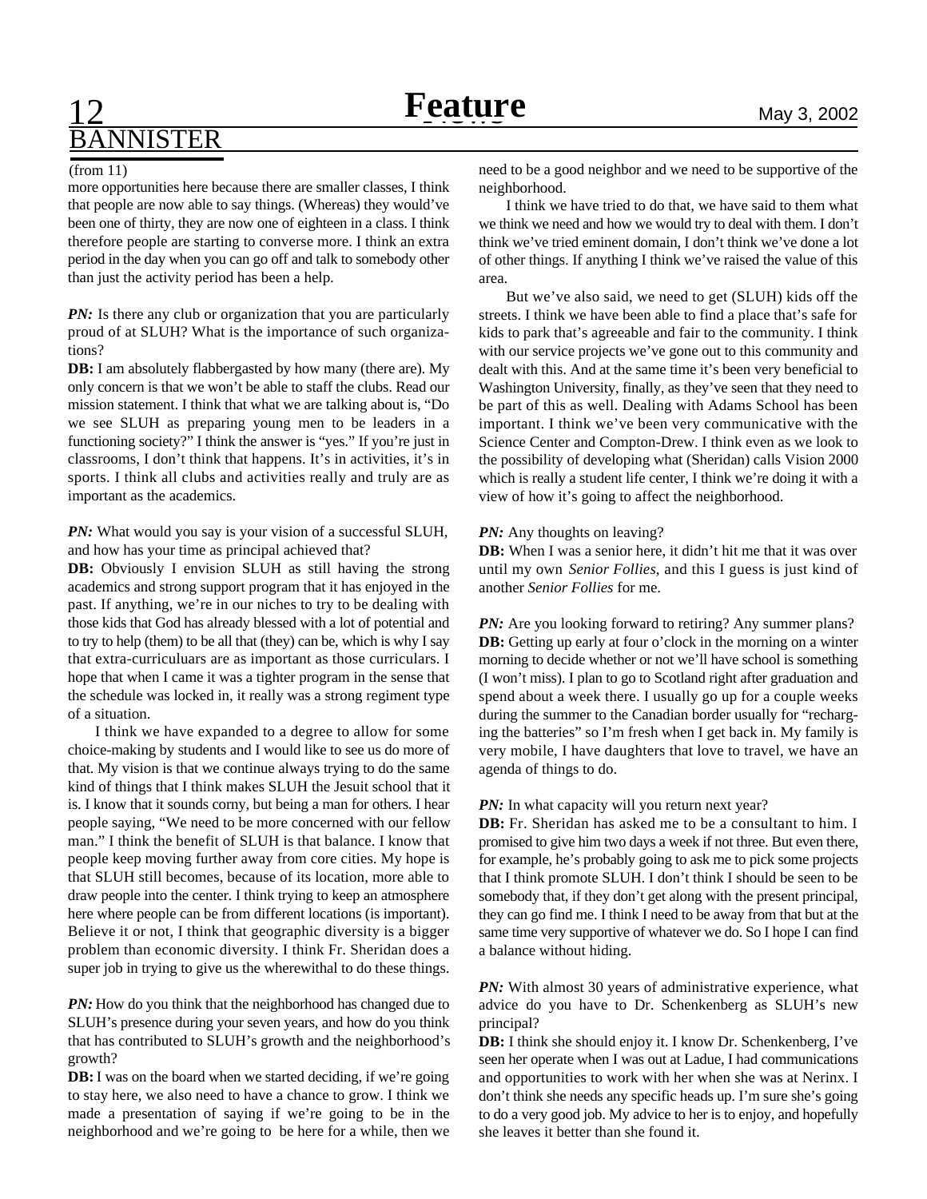## BANNISTER

(from 11)

more opportunities here because there are smaller classes, I think that people are now able to say things. (Whereas) they would've been one of thirty, they are now one of eighteen in a class. I think therefore people are starting to converse more. I think an extra period in the day when you can go off and talk to somebody other than just the activity period has been a help.

***PN:*** Is there any club or organization that you are particularly proud of at SLUH? What is the importance of such organizations?

**DB:** I am absolutely flabbergasted by how many (there are). My only concern is that we won't be able to staff the clubs. Read our mission statement. I think that what we are talking about is, "Do we see SLUH as preparing young men to be leaders in a functioning society?" I think the answer is "yes." If you're just in classrooms, I don't think that happens. It's in activities, it's in sports. I think all clubs and activities really and truly are as important as the academics.

***PN:*** What would you say is your vision of a successful SLUH, and how has your time as principal achieved that?

**DB:** Obviously I envision SLUH as still having the strong academics and strong support program that it has enjoyed in the past. If anything, we're in our niches to try to be dealing with those kids that God has already blessed with a lot of potential and to try to help (them) to be all that (they) can be, which is why I say that extra-curriculuars are as important as those curriculars. I hope that when I came it was a tighter program in the sense that the schedule was locked in, it really was a strong regiment type of a situation.

I think we have expanded to a degree to allow for some choice-making by students and I would like to see us do more of that. My vision is that we continue always trying to do the same kind of things that I think makes SLUH the Jesuit school that it is. I know that it sounds corny, but being a man for others. I hear people saying, "We need to be more concerned with our fellow man." I think the benefit of SLUH is that balance. I know that people keep moving further away from core cities. My hope is that SLUH still becomes, because of its location, more able to draw people into the center. I think trying to keep an atmosphere here where people can be from different locations (is important). Believe it or not, I think that geographic diversity is a bigger problem than economic diversity. I think Fr. Sheridan does a super job in trying to give us the wherewithal to do these things.

***PN:*** How do you think that the neighborhood has changed due to SLUH's presence during your seven years, and how do you think that has contributed to SLUH's growth and the neighborhood's growth?

**DB:** I was on the board when we started deciding, if we're going to stay here, we also need to have a chance to grow. I think we made a presentation of saying if we're going to be in the neighborhood and we're going to be here for a while, then we need to be a good neighbor and we need to be supportive of the neighborhood.

I think we have tried to do that, we have said to them what we think we need and how we would try to deal with them. I don't think we've tried eminent domain, I don't think we've done a lot of other things. If anything I think we've raised the value of this area.

But we've also said, we need to get (SLUH) kids off the streets. I think we have been able to find a place that's safe for kids to park that's agreeable and fair to the community. I think with our service projects we've gone out to this community and dealt with this. And at the same time it's been very beneficial to Washington University, finally, as they've seen that they need to be part of this as well. Dealing with Adams School has been important. I think we've been very communicative with the Science Center and Compton-Drew. I think even as we look to the possibility of developing what (Sheridan) calls Vision 2000 which is really a student life center, I think we're doing it with a view of how it's going to affect the neighborhood.

***PN:*** Any thoughts on leaving?

**DB:** When I was a senior here, it didn't hit me that it was over until my own *Senior Follies*, and this I guess is just kind of another *Senior Follies* for me.

***PN:*** Are you looking forward to retiring? Any summer plans?

**DB:** Getting up early at four o'clock in the morning on a winter morning to decide whether or not we'll have school is something (I won't miss). I plan to go to Scotland right after graduation and spend about a week there. I usually go up for a couple weeks during the summer to the Canadian border usually for "recharging the batteries" so I'm fresh when I get back in. My family is very mobile, I have daughters that love to travel, we have an agenda of things to do.

***PN:*** In what capacity will you return next year?

**DB:** Fr. Sheridan has asked me to be a consultant to him. I promised to give him two days a week if not three. But even there, for example, he's probably going to ask me to pick some projects that I think promote SLUH. I don't think I should be seen to be somebody that, if they don't get along with the present principal, they can go find me. I think I need to be away from that but at the same time very supportive of whatever we do. So I hope I can find a balance without hiding.

***PN:*** With almost 30 years of administrative experience, what advice do you have to Dr. Schenkenberg as SLUH's new principal?

**DB:** I think she should enjoy it. I know Dr. Schenkenberg, I've seen her operate when I was out at Ladue, I had communications and opportunities to work with her when she was at Nerinx. I don't think she needs any specific heads up. I'm sure she's going to do a very good job. My advice to her is to enjoy, and hopefully she leaves it better than she found it.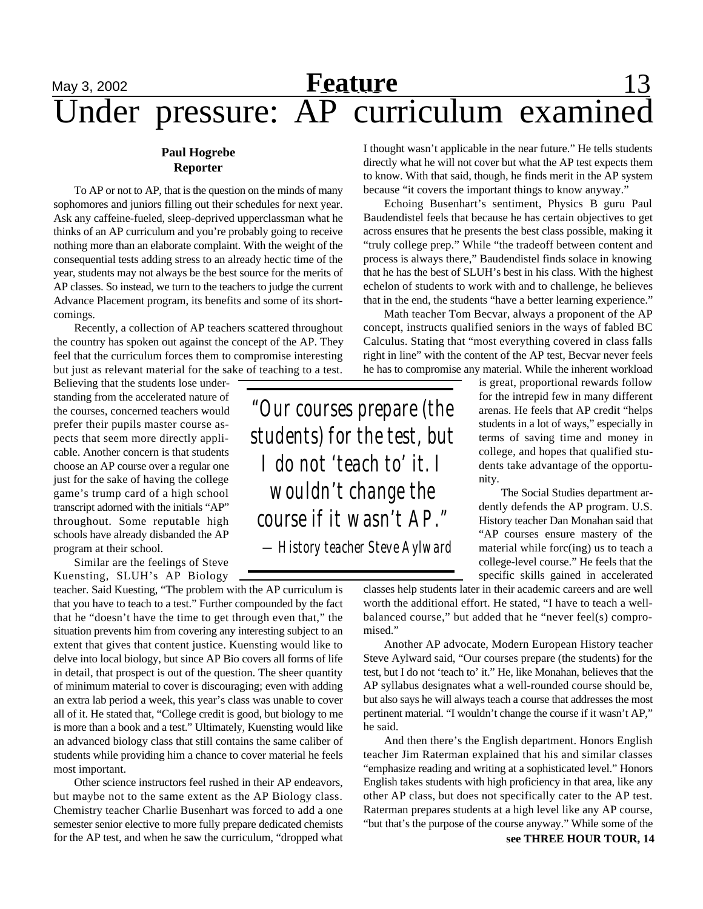# Under pressure: AP curriculum examined

**Paul Hogrebe**
**Reporter**

To AP or not to AP, that is the question on the minds of many sophomores and juniors filling out their schedules for next year. Ask any caffeine-fueled, sleep-deprived upperclassman what he thinks of an AP curriculum and you're probably going to receive nothing more than an elaborate complaint. With the weight of the consequential tests adding stress to an already hectic time of the year, students may not always be the best source for the merits of AP classes. So instead, we turn to the teachers to judge the current Advance Placement program, its benefits and some of its shortcomings.

Recently, a collection of AP teachers scattered throughout the country has spoken out against the concept of the AP. They feel that the curriculum forces them to compromise interesting but just as relevant material for the sake of teaching to a test. Believing that the students lose understanding from the accelerated nature of the courses, concerned teachers would prefer their pupils master course aspects that seem more directly applicable. Another concern is that students choose an AP course over a regular one just for the sake of having the college game's trump card of a high school transcript adorned with the initials "AP" throughout. Some reputable high schools have already disbanded the AP program at their school.

Similar are the feelings of Steve Kuensting, SLUH's AP Biology teacher. Said Kuesting, "The problem with the AP curriculum is that you have to teach to a test." Further compounded by the fact that he "doesn't have the time to get through even that," the situation prevents him from covering any interesting subject to an extent that gives that content justice. Kuensting would like to delve into local biology, but since AP Bio covers all forms of life in detail, that prospect is out of the question. The sheer quantity of minimum material to cover is discouraging; even with adding an extra lab period a week, this year's class was unable to cover all of it. He stated that, "College credit is good, but biology to me is more than a book and a test." Ultimately, Kuensting would like an advanced biology class that still contains the same caliber of students while providing him a chance to cover material he feels most important.

Other science instructors feel rushed in their AP endeavors, but maybe not to the same extent as the AP Biology class. Chemistry teacher Charlie Busenhart was forced to add a one semester senior elective to more fully prepare dedicated chemists for the AP test, and when he saw the curriculum, "dropped what I thought wasn't applicable in the near future." He tells students directly what he will not cover but what the AP test expects them to know. With that said, though, he finds merit in the AP system because "it covers the important things to know anyway."

Echoing Busenhart's sentiment, Physics B guru Paul Baudendistel feels that because he has certain objectives to get across ensures that he presents the best class possible, making it "truly college prep." While "the tradeoff between content and process is always there," Baudendistel finds solace in knowing that he has the best of SLUH's best in his class. With the highest echelon of students to work with and to challenge, he believes that in the end, the students "have a better learning experience."

Math teacher Tom Becvar, always a proponent of the AP concept, instructs qualified seniors in the ways of fabled BC Calculus. Stating that "most everything covered in class falls right in line" with the content of the AP test, Becvar never feels he has to compromise any material. While the inherent workload is great, proportional rewards follow for the intrepid few in many different arenas. He feels that AP credit "helps students in a lot of ways," especially in terms of saving time and money in college, and hopes that qualified students take advantage of the opportunity.

> *"Our courses prepare (the students) for the test, but I do not 'teach to' it. I wouldn't change the course if it wasn't AP."*
>
> *—History teacher Steve Aylward*

The Social Studies department ardently defends the AP program. U.S. History teacher Dan Monahan said that "AP courses ensure mastery of the material while forc(ing) us to teach a college-level course." He feels that the specific skills gained in accelerated classes help students later in their academic careers and are well worth the additional effort. He stated, "I have to teach a well-balanced course," but added that he "never feel(s) compromised."

Another AP advocate, Modern European History teacher Steve Aylward said, "Our courses prepare (the students) for the test, but I do not 'teach to' it." He, like Monahan, believes that the AP syllabus designates what a well-rounded course should be, but also says he will always teach a course that addresses the most pertinent material. "I wouldn't change the course if it wasn't AP," he said.

And then there's the English department. Honors English teacher Jim Raterman explained that his and similar classes "emphasize reading and writing at a sophisticated level." Honors English takes students with high proficiency in that area, like any other AP class, but does not specifically cater to the AP test. Raterman prepares students at a high level like any AP course, "but that's the purpose of the course anyway." While some of the

**see THREE HOUR TOUR, 14**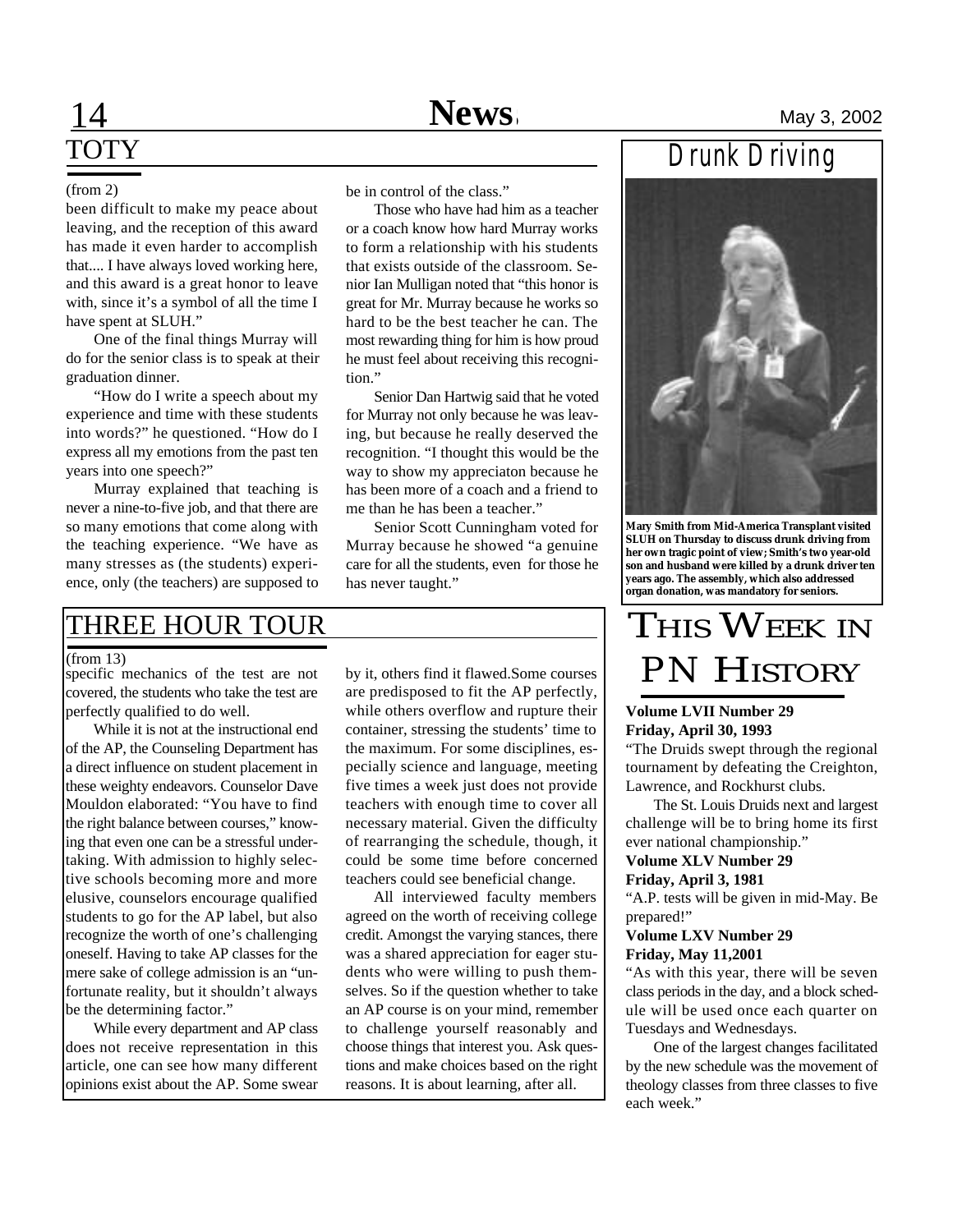## TOTY

(from 2)

been difficult to make my peace about leaving, and the reception of this award has made it even harder to accomplish that.... I have always loved working here, and this award is a great honor to leave with, since it's a symbol of all the time I have spent at SLUH."

One of the final things Murray will do for the senior class is to speak at their graduation dinner.

"How do I write a speech about my experience and time with these students into words?" he questioned. "How do I express all my emotions from the past ten years into one speech?"

Murray explained that teaching is never a nine-to-five job, and that there are so many emotions that come along with the teaching experience. "We have as many stresses as (the students) experience, only (the teachers) are supposed to be in control of the class."

Those who have had him as a teacher or a coach know how hard Murray works to form a relationship with his students that exists outside of the classroom. Senior Ian Mulligan noted that "this honor is great for Mr. Murray because he works so hard to be the best teacher he can. The most rewarding thing for him is how proud he must feel about receiving this recognition."

Senior Dan Hartwig said that he voted for Murray not only because he was leaving, but because he really deserved the recognition. "I thought this would be the way to show my appreciaton because he has been more of a coach and a friend to me than he has been a teacher."

Senior Scott Cunningham voted for Murray because he showed "a genuine care for all the students, even for those he has never taught."

## THREE HOUR TOUR

(from 13)

specific mechanics of the test are not covered, the students who take the test are perfectly qualified to do well.

While it is not at the instructional end of the AP, the Counseling Department has a direct influence on student placement in these weighty endeavors. Counselor Dave Mouldon elaborated: "You have to find the right balance between courses," knowing that even one can be a stressful undertaking. With admission to highly selective schools becoming more and more elusive, counselors encourage qualified students to go for the AP label, but also recognize the worth of one's challenging oneself. Having to take AP classes for the mere sake of college admission is an "unfortunate reality, but it shouldn't always be the determining factor."

While every department and AP class does not receive representation in this article, one can see how many different opinions exist about the AP. Some swear by it, others find it flawed.Some courses are predisposed to fit the AP perfectly, while others overflow and rupture their container, stressing the students' time to the maximum. For some disciplines, especially science and language, meeting five times a week just does not provide teachers with enough time to cover all necessary material. Given the difficulty of rearranging the schedule, though, it could be some time before concerned teachers could see beneficial change.

All interviewed faculty members agreed on the worth of receiving college credit. Amongst the varying stances, there was a shared appreciation for eager students who were willing to push themselves. So if the question whether to take an AP course is on your mind, remember to challenge yourself reasonably and choose things that interest you. Ask questions and make choices based on the right reasons. It is about learning, after all.

## Drunk Driving

**Mary Smith from Mid-America Transplant visited SLUH on Thursday to discuss drunk driving from her own tragic point of view; Smith's two year-old son and husband were killed by a drunk driver ten years ago. The assembly, which also addressed organ donation, was mandatory for seniors.**

## This Week in PN History

**Volume LVII Number 29**
**Friday, April 30, 1993**

"The Druids swept through the regional tournament by defeating the Creighton, Lawrence, and Rockhurst clubs.

The St. Louis Druids next and largest challenge will be to bring home its first ever national championship."

**Volume XLV Number 29**
**Friday, April 3, 1981**

"A.P. tests will be given in mid-May. Be prepared!"

**Volume LXV Number 29**
**Friday, May 11,2001**

"As with this year, there will be seven class periods in the day, and a block schedule will be used once each quarter on Tuesdays and Wednesdays.

One of the largest changes facilitated by the new schedule was the movement of theology classes from three classes to five each week."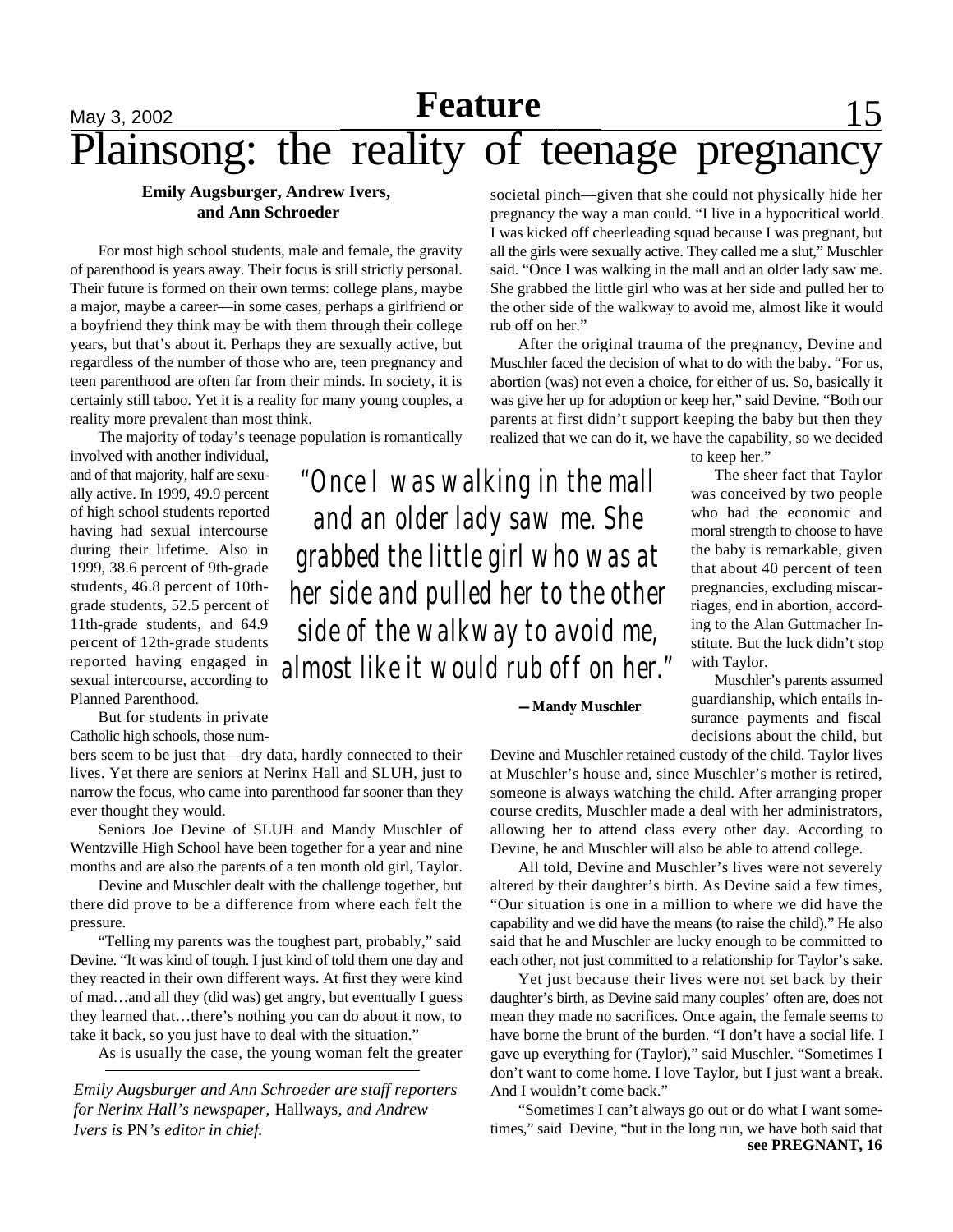# Plainsong: the reality of teenage pregnancy

**Emily Augsburger, Andrew Ivers, and Ann Schroeder**

For most high school students, male and female, the gravity of parenthood is years away. Their focus is still strictly personal. Their future is formed on their own terms: college plans, maybe a major, maybe a career—in some cases, perhaps a girlfriend or a boyfriend they think may be with them through their college years, but that's about it. Perhaps they are sexually active, but regardless of the number of those who are, teen pregnancy and teen parenthood are often far from their minds. In society, it is certainly still taboo. Yet it is a reality for many young couples, a reality more prevalent than most think.

The majority of today's teenage population is romantically involved with another individual, and of that majority, half are sexually active. In 1999, 49.9 percent of high school students reported having had sexual intercourse during their lifetime. Also in 1999, 38.6 percent of 9th-grade students, 46.8 percent of 10th-grade students, 52.5 percent of 11th-grade students, and 64.9 percent of 12th-grade students reported having engaged in sexual intercourse, according to Planned Parenthood.

But for students in private Catholic high schools, those numbers seem to be just that—dry data, hardly connected to their lives. Yet there are seniors at Nerinx Hall and SLUH, just to narrow the focus, who came into parenthood far sooner than they ever thought they would.

Seniors Joe Devine of SLUH and Mandy Muschler of Wentzville High School have been together for a year and nine months and are also the parents of a ten month old girl, Taylor.

Devine and Muschler dealt with the challenge together, but there did prove to be a difference from where each felt the pressure.

"Telling my parents was the toughest part, probably," said Devine. "It was kind of tough. I just kind of told them one day and they reacted in their own different ways. At first they were kind of mad…and all they (did was) get angry, but eventually I guess they learned that…there's nothing you can do about it now, to take it back, so you just have to deal with the situation."

As is usually the case, the young woman felt the greater societal pinch—given that she could not physically hide her pregnancy the way a man could. "I live in a hypocritical world. I was kicked off cheerleading squad because I was pregnant, but all the girls were sexually active. They called me a slut," Muschler said. "Once I was walking in the mall and an older lady saw me. She grabbed the little girl who was at her side and pulled her to the other side of the walkway to avoid me, almost like it would rub off on her."

> *"Once I was walking in the mall and an older lady saw me. She grabbed the little girl who was at her side and pulled her to the other side of the walkway to avoid me, almost like it would rub off on her."*
>
> **—Mandy Muschler**

After the original trauma of the pregnancy, Devine and Muschler faced the decision of what to do with the baby. "For us, abortion (was) not even a choice, for either of us. So, basically it was give her up for adoption or keep her," said Devine. "Both our parents at first didn't support keeping the baby but then they realized that we can do it, we have the capability, so we decided to keep her."

The sheer fact that Taylor was conceived by two people who had the economic and moral strength to choose to have the baby is remarkable, given that about 40 percent of teen pregnancies, excluding miscarriages, end in abortion, according to the Alan Guttmacher Institute. But the luck didn't stop with Taylor.

Muschler's parents assumed guardianship, which entails insurance payments and fiscal decisions about the child, but Devine and Muschler retained custody of the child. Taylor lives at Muschler's house and, since Muschler's mother is retired, someone is always watching the child. After arranging proper course credits, Muschler made a deal with her administrators, allowing her to attend class every other day. According to Devine, he and Muschler will also be able to attend college.

All told, Devine and Muschler's lives were not severely altered by their daughter's birth. As Devine said a few times, "Our situation is one in a million to where we did have the capability and we did have the means (to raise the child)." He also said that he and Muschler are lucky enough to be committed to each other, not just committed to a relationship for Taylor's sake.

Yet just because their lives were not set back by their daughter's birth, as Devine said many couples' often are, does not mean they made no sacrifices. Once again, the female seems to have borne the brunt of the burden. "I don't have a social life. I gave up everything for (Taylor)," said Muschler. "Sometimes I don't want to come home. I love Taylor, but I just want a break. And I wouldn't come back."

"Sometimes I can't always go out or do what I want sometimes," said Devine, "but in the long run, we have both said that

**see PREGNANT, 16**

---

*Emily Augsburger and Ann Schroeder are staff reporters for Nerinx Hall's newspaper,* Hallways*, and Andrew Ivers is* PN*'s editor in chief.*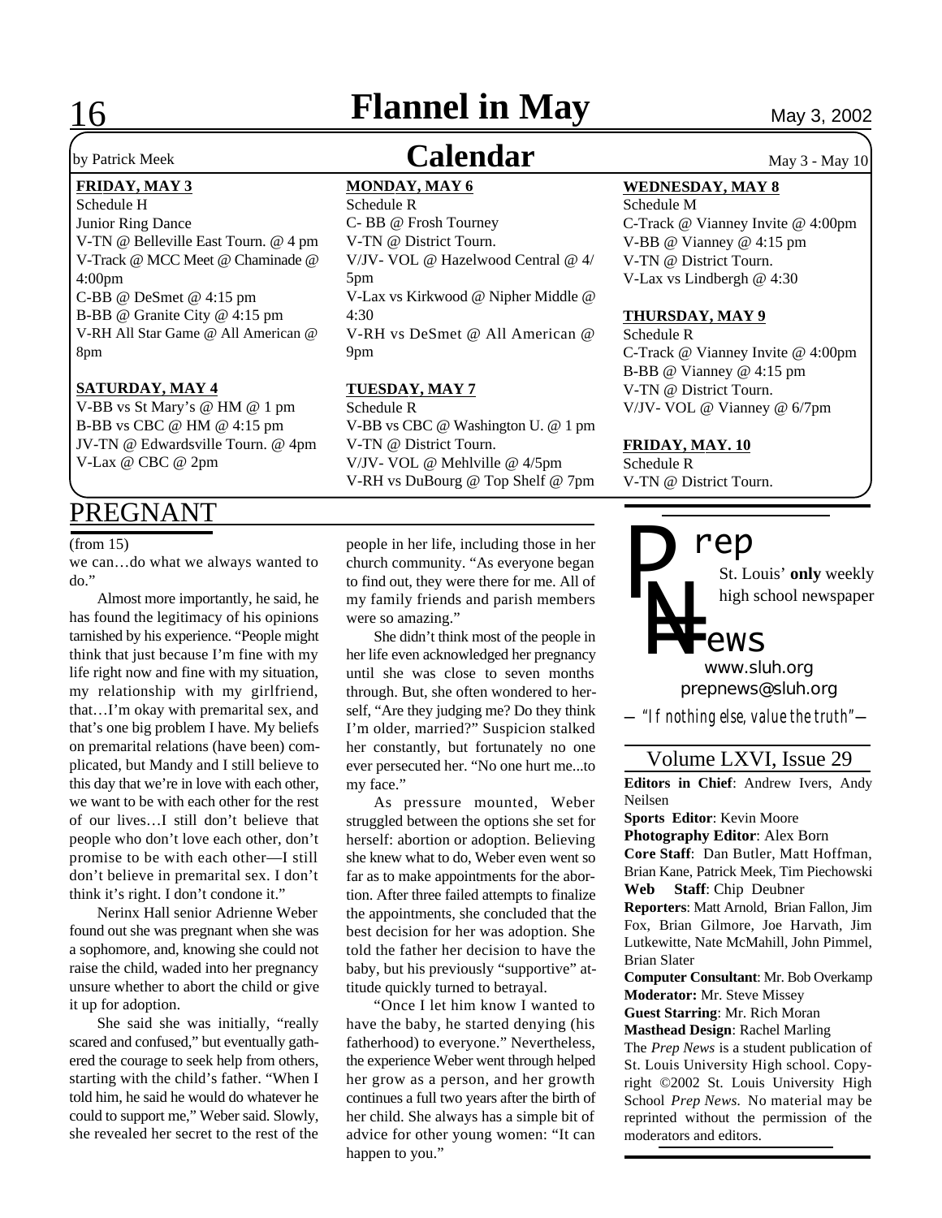# Flannel in May

## Calendar

by Patrick Meek

May 3 - May 10

**FRIDAY, MAY 3**
Schedule H
Junior Ring Dance
V-TN @ Belleville East Tourn. @ 4 pm
V-Track @ MCC Meet @ Chaminade @ 4:00pm
C-BB @ DeSmet @ 4:15 pm
B-BB @ Granite City @ 4:15 pm
V-RH All Star Game @ All American @ 8pm

**SATURDAY, MAY 4**
V-BB vs St Mary's @ HM @ 1 pm
B-BB vs CBC @ HM @ 4:15 pm
JV-TN @ Edwardsville Tourn. @ 4pm
V-Lax @ CBC @ 2pm

**MONDAY, MAY 6**
Schedule R
C- BB @ Frosh Tourney
V-TN @ District Tourn.
V/JV- VOL @ Hazelwood Central @ 4/5pm
V-Lax vs Kirkwood @ Nipher Middle @ 4:30
V-RH vs DeSmet @ All American @ 9pm

**TUESDAY, MAY 7**
Schedule R
V-BB vs CBC @ Washington U. @ 1 pm
V-TN @ District Tourn.
V/JV- VOL @ Mehlville @ 4/5pm
V-RH vs DuBourg @ Top Shelf @ 7pm

**WEDNESDAY, MAY 8**
Schedule M
C-Track @ Vianney Invite @ 4:00pm
V-BB @ Vianney @ 4:15 pm
V-TN @ District Tourn.
V-Lax vs Lindbergh @ 4:30

**THURSDAY, MAY 9**
Schedule R
C-Track @ Vianney Invite @ 4:00pm
B-BB @ Vianney @ 4:15 pm
V-TN @ District Tourn.
V/JV- VOL @ Vianney @ 6/7pm

**FRIDAY, MAY. 10**
Schedule R
V-TN @ District Tourn.

## PREGNANT

(from 15)

we can…do what we always wanted to do."

Almost more importantly, he said, he has found the legitimacy of his opinions tarnished by his experience. "People might think that just because I'm fine with my life right now and fine with my situation, my relationship with my girlfriend, that…I'm okay with premarital sex, and that's one big problem I have. My beliefs on premarital relations (have been) complicated, but Mandy and I still believe to this day that we're in love with each other, we want to be with each other for the rest of our lives…I still don't believe that people who don't love each other, don't promise to be with each other—I still don't believe in premarital sex. I don't think it's right. I don't condone it."

Nerinx Hall senior Adrienne Weber found out she was pregnant when she was a sophomore, and, knowing she could not raise the child, waded into her pregnancy unsure whether to abort the child or give it up for adoption.

She said she was initially, "really scared and confused," but eventually gathered the courage to seek help from others, starting with the child's father. "When I told him, he said he would do whatever he could to support me," Weber said. Slowly, she revealed her secret to the rest of the people in her life, including those in her church community. "As everyone began to find out, they were there for me. All of my family friends and parish members were so amazing."

She didn't think most of the people in her life even acknowledged her pregnancy until she was close to seven months through. But, she often wondered to herself, "Are they judging me? Do they think I'm older, married?" Suspicion stalked her constantly, but fortunately no one ever persecuted her. "No one hurt me...to my face."

As pressure mounted, Weber struggled between the options she set for herself: abortion or adoption. Believing she knew what to do, Weber even went so far as to make appointments for the abortion. After three failed attempts to finalize the appointments, she concluded that the best decision for her was adoption. She told the father her decision to have the baby, but his previously "supportive" attitude quickly turned to betrayal.

"Once I let him know I wanted to have the baby, he started denying (his fatherhood) to everyone." Nevertheless, the experience Weber went through helped her grow as a person, and her growth continues a full two years after the birth of her child. She always has a simple bit of advice for other young women: "It can happen to you."

---

**Prep News**

St. Louis' **only** weekly high school newspaper

www.sluh.org
prepnews@sluh.org

*—"If nothing else, value the truth"—*

Volume LXVI, Issue 29

**Editors in Chief**: Andrew Ivers, Andy Neilsen
**Sports Editor**: Kevin Moore
**Photography Editor**: Alex Born
**Core Staff**: Dan Butler, Matt Hoffman, Brian Kane, Patrick Meek, Tim Piechowski
**Web Staff**: Chip Deubner
**Reporters**: Matt Arnold, Brian Fallon, Jim Fox, Brian Gilmore, Joe Harvath, Jim Lutkewitte, Nate McMahill, John Pimmel, Brian Slater
**Computer Consultant**: Mr. Bob Overkamp
**Moderator:** Mr. Steve Missey
**Guest Starring**: Mr. Rich Moran
**Masthead Design**: Rachel Marling

The *Prep News* is a student publication of St. Louis University High school. Copyright ©2002 St. Louis University High School *Prep News.* No material may be reprinted without the permission of the moderators and editors.